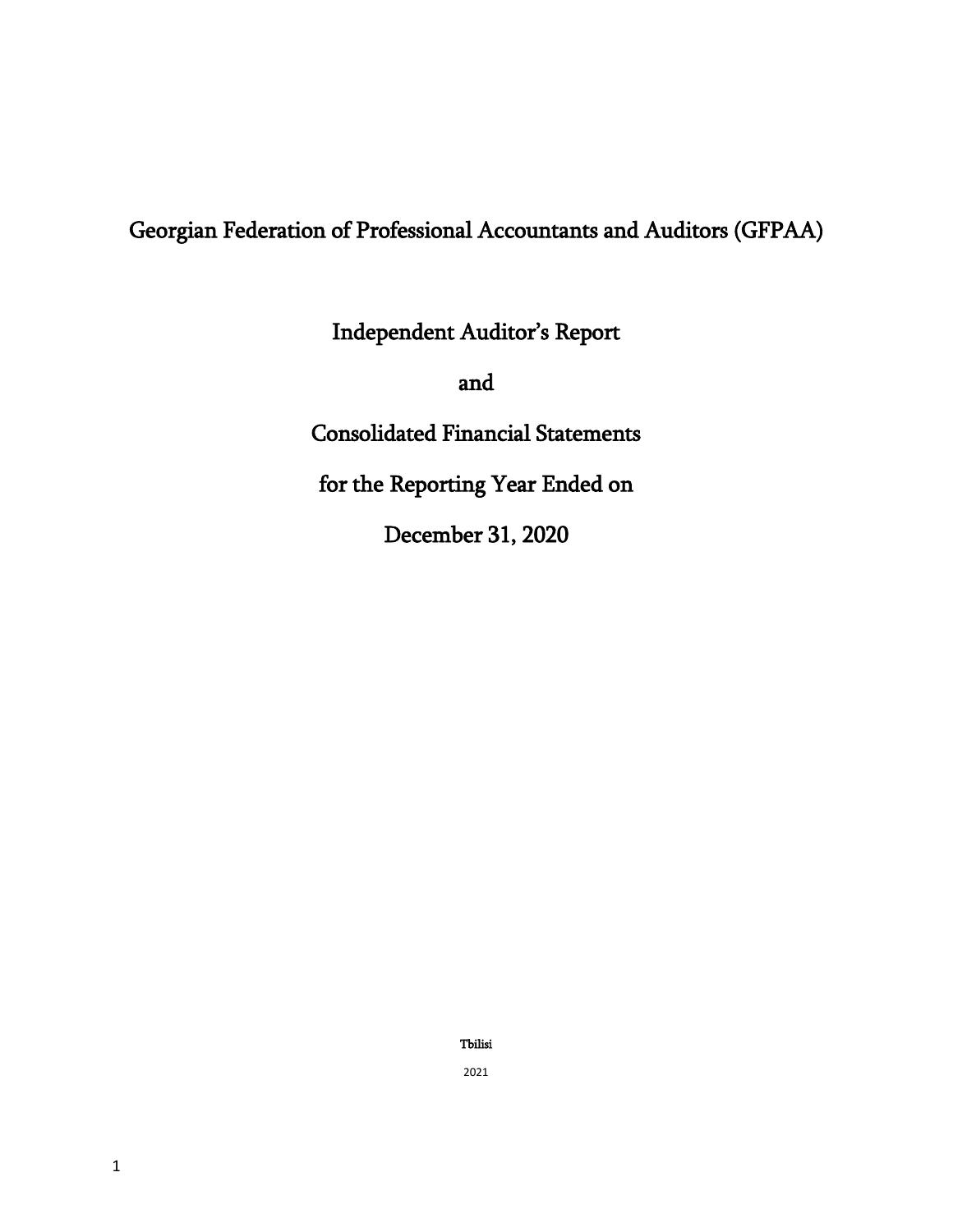# Georgian Federation of Professional Accountants and Auditors (GFPAA)

## Independent Auditor's Report

## and

## Consolidated Financial Statements

## for the Reporting Year Ended on

## December 31, 2020

Tbilisi

2021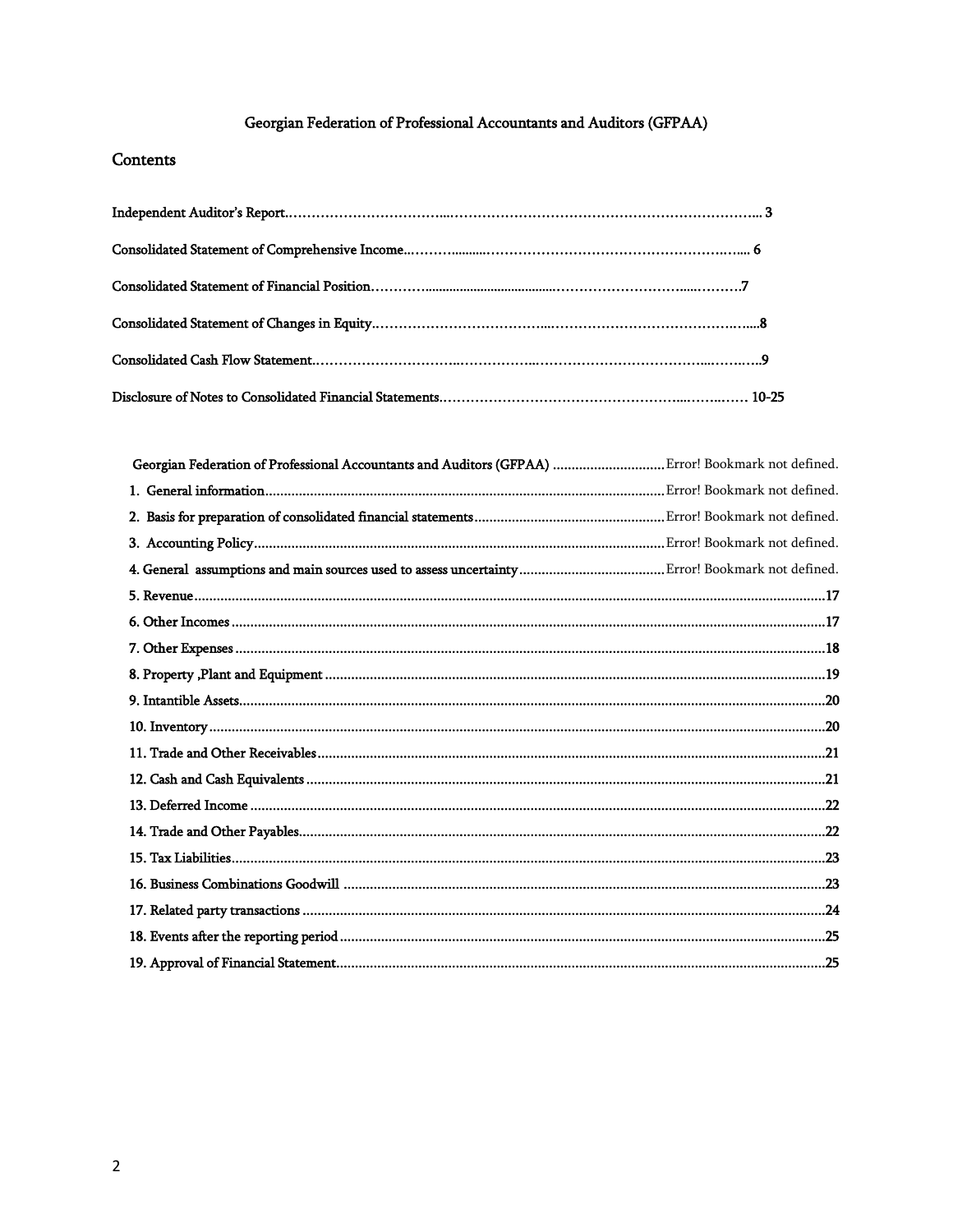Georgian Federation of Professional Accountants and Auditors (GFPAA)

## Contents

Independent Auditor's Report……………………………...……………………………………………………….. 3

Consolidated Statement of Comprehensive Income..……….........………………………………………….…... 6

Consolidated Statement of Financial Position…………......................................……………………….....……….7

Consolidated Statement of Changes in Equity……………………………...…………………………………….....8

Consolidated Cash Flow Statement..…………………………..……………..……………………………...…….….9

Disclosure of Notes to Consolidated Financial Statements……………………………………………...……..…… 10-25

Georgian Federation of Professional Accountants and Auditors (GFPAA) .............................. Error! Bookmark not defined.

1. General information .......................................................................................................... Error! Bookmark not defined.
2. Basis for preparation of consolidated financial statements .................................................. Error! Bookmark not defined.
3. Accounting Policy ............................................................................................................ Error! Bookmark not defined.
4. General assumptions and main sources used to assess uncertainty ....................................... Error! Bookmark not defined.
5. Revenue ..............................................................................................................................................................17
6. Other Incomes .......................................................................................................................................................17
7. Other Expenses ......................................................................................................................................................18
8. Property ,Plant and Equipment ...............................................................................................................................19
9. Intantible Assets......................................................................................................................................................20
10. Inventory ...........................................................................................................................................................20
11. Trade and Other Receivables ................................................................................................................................21
12. Cash and Cash Equivalents ...................................................................................................................................21
13. Deferred Income ..................................................................................................................................................22
14. Trade and Other Payables......................................................................................................................................22
15. Tax Liabilities.......................................................................................................................................................23
16. Business Combinations Goodwill ..........................................................................................................................23
17. Related party transactions ....................................................................................................................................24
18. Events after the reporting period ...........................................................................................................................25
19. Approval of Financial Statement............................................................................................................................25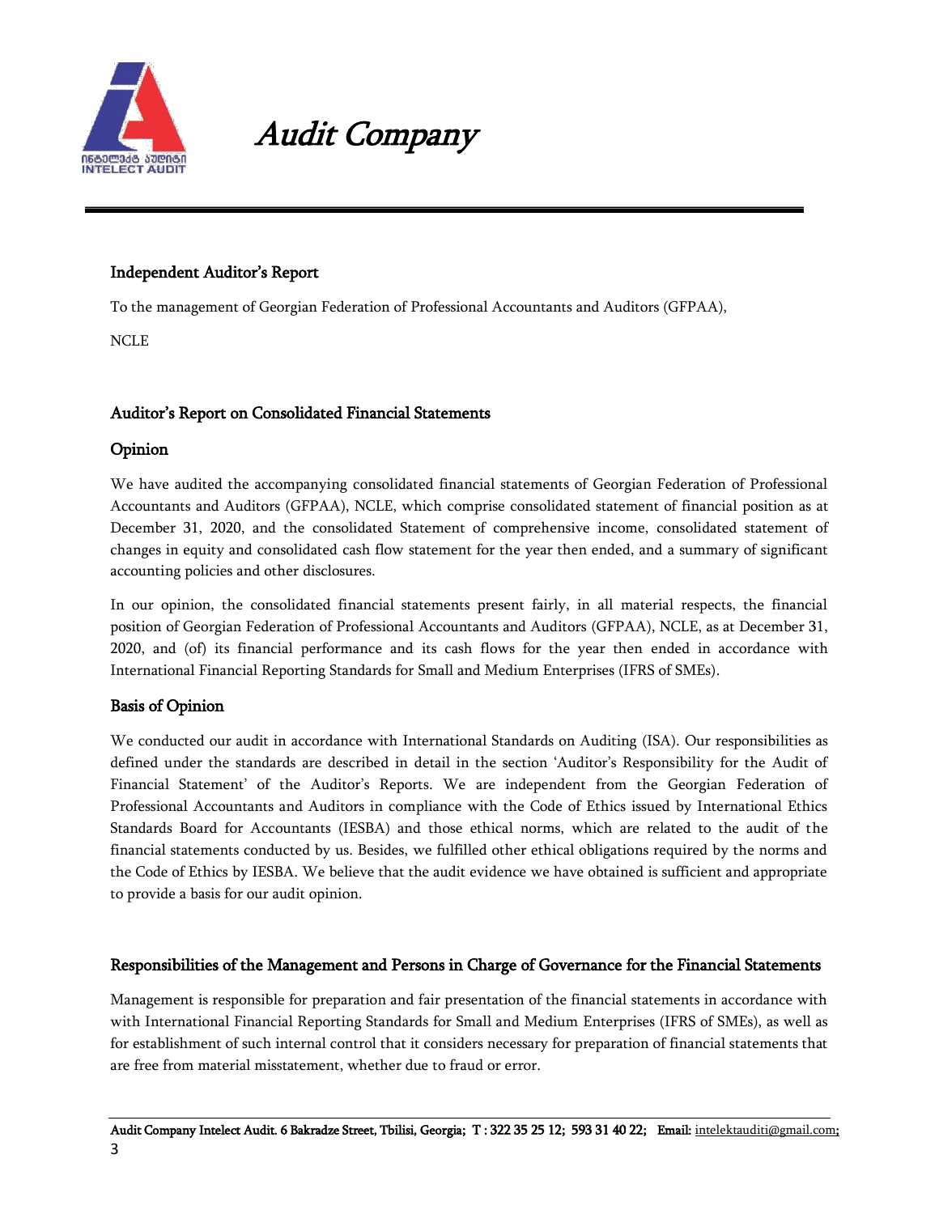# Audit Company

## Independent Auditor's Report

To the management of Georgian Federation of Professional Accountants and Auditors (GFPAA),

NCLE

## Auditor's Report on Consolidated Financial Statements

### Opinion

We have audited the accompanying consolidated financial statements of Georgian Federation of Professional Accountants and Auditors (GFPAA), NCLE, which comprise consolidated statement of financial position as at December 31, 2020, and the consolidated Statement of comprehensive income, consolidated statement of changes in equity and consolidated cash flow statement for the year then ended, and a summary of significant accounting policies and other disclosures.

In our opinion, the consolidated financial statements present fairly, in all material respects, the financial position of Georgian Federation of Professional Accountants and Auditors (GFPAA), NCLE, as at December 31, 2020, and (of) its financial performance and its cash flows for the year then ended in accordance with International Financial Reporting Standards for Small and Medium Enterprises (IFRS of SMEs).

### Basis of Opinion

We conducted our audit in accordance with International Standards on Auditing (ISA). Our responsibilities as defined under the standards are described in detail in the section 'Auditor's Responsibility for the Audit of Financial Statement' of the Auditor's Reports. We are independent from the Georgian Federation of Professional Accountants and Auditors in compliance with the Code of Ethics issued by International Ethics Standards Board for Accountants (IESBA) and those ethical norms, which are related to the audit of the financial statements conducted by us. Besides, we fulfilled other ethical obligations required by the norms and the Code of Ethics by IESBA. We believe that the audit evidence we have obtained is sufficient and appropriate to provide a basis for our audit opinion.

### Responsibilities of the Management and Persons in Charge of Governance for the Financial Statements

Management is responsible for preparation and fair presentation of the financial statements in accordance with with International Financial Reporting Standards for Small and Medium Enterprises (IFRS of SMEs), as well as for establishment of such internal control that it considers necessary for preparation of financial statements that are free from material misstatement, whether due to fraud or error.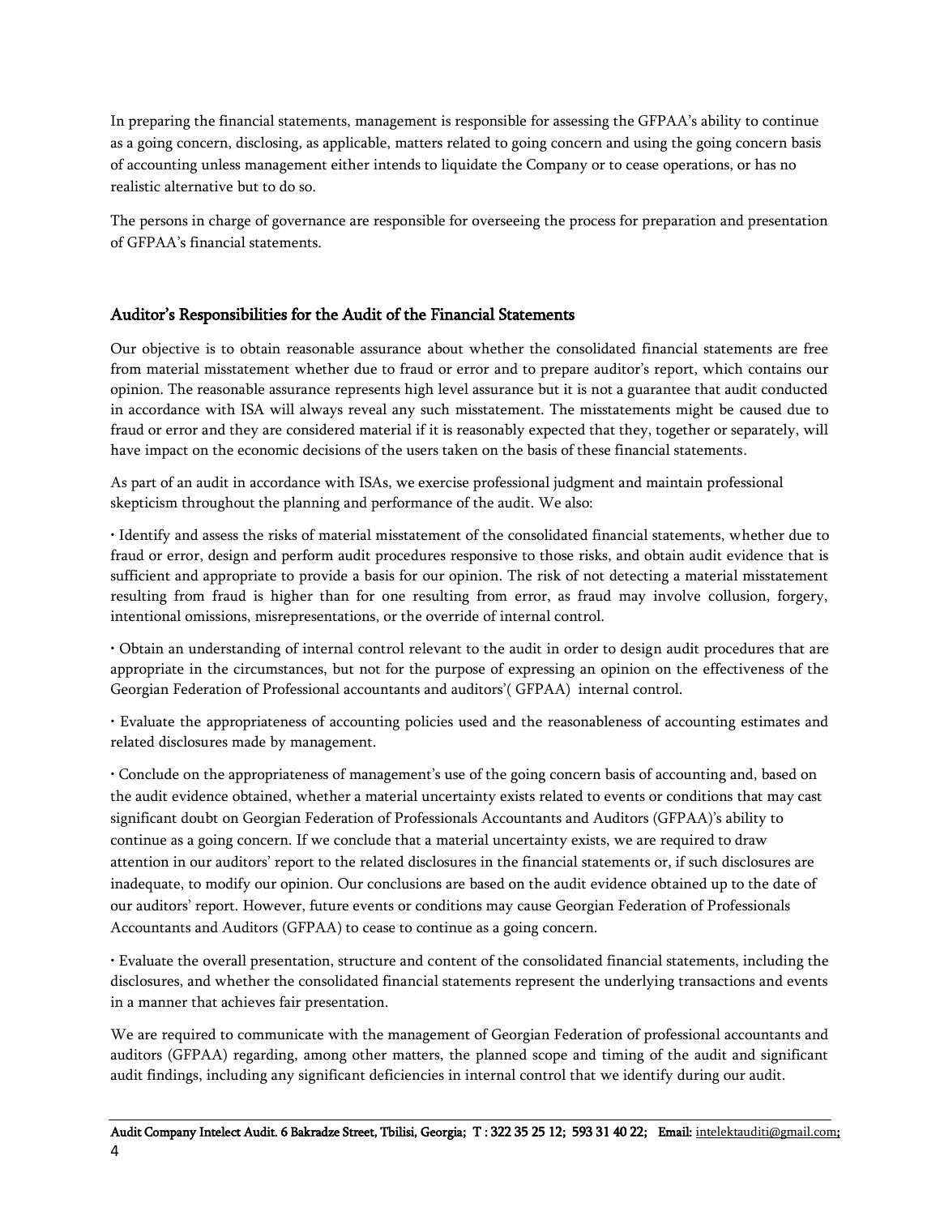In preparing the financial statements, management is responsible for assessing the GFPAA's ability to continue as a going concern, disclosing, as applicable, matters related to going concern and using the going concern basis of accounting unless management either intends to liquidate the Company or to cease operations, or has no realistic alternative but to do so.

The persons in charge of governance are responsible for overseeing the process for preparation and presentation of GFPAA's financial statements.

## Auditor's Responsibilities for the Audit of the Financial Statements

Our objective is to obtain reasonable assurance about whether the consolidated financial statements are free from material misstatement whether due to fraud or error and to prepare auditor's report, which contains our opinion. The reasonable assurance represents high level assurance but it is not a guarantee that audit conducted in accordance with ISA will always reveal any such misstatement. The misstatements might be caused due to fraud or error and they are considered material if it is reasonably expected that they, together or separately, will have impact on the economic decisions of the users taken on the basis of these financial statements.

As part of an audit in accordance with ISAs, we exercise professional judgment and maintain professional skepticism throughout the planning and performance of the audit. We also:

• Identify and assess the risks of material misstatement of the consolidated financial statements, whether due to fraud or error, design and perform audit procedures responsive to those risks, and obtain audit evidence that is sufficient and appropriate to provide a basis for our opinion. The risk of not detecting a material misstatement resulting from fraud is higher than for one resulting from error, as fraud may involve collusion, forgery, intentional omissions, misrepresentations, or the override of internal control.

• Obtain an understanding of internal control relevant to the audit in order to design audit procedures that are appropriate in the circumstances, but not for the purpose of expressing an opinion on the effectiveness of the Georgian Federation of Professional accountants and auditors'( GFPAA) internal control.

• Evaluate the appropriateness of accounting policies used and the reasonableness of accounting estimates and related disclosures made by management.

• Conclude on the appropriateness of management's use of the going concern basis of accounting and, based on the audit evidence obtained, whether a material uncertainty exists related to events or conditions that may cast significant doubt on Georgian Federation of Professionals Accountants and Auditors (GFPAA)'s ability to continue as a going concern. If we conclude that a material uncertainty exists, we are required to draw attention in our auditors' report to the related disclosures in the financial statements or, if such disclosures are inadequate, to modify our opinion. Our conclusions are based on the audit evidence obtained up to the date of our auditors' report. However, future events or conditions may cause Georgian Federation of Professionals Accountants and Auditors (GFPAA) to cease to continue as a going concern.

• Evaluate the overall presentation, structure and content of the consolidated financial statements, including the disclosures, and whether the consolidated financial statements represent the underlying transactions and events in a manner that achieves fair presentation.

We are required to communicate with the management of Georgian Federation of professional accountants and auditors (GFPAA) regarding, among other matters, the planned scope and timing of the audit and significant audit findings, including any significant deficiencies in internal control that we identify during our audit.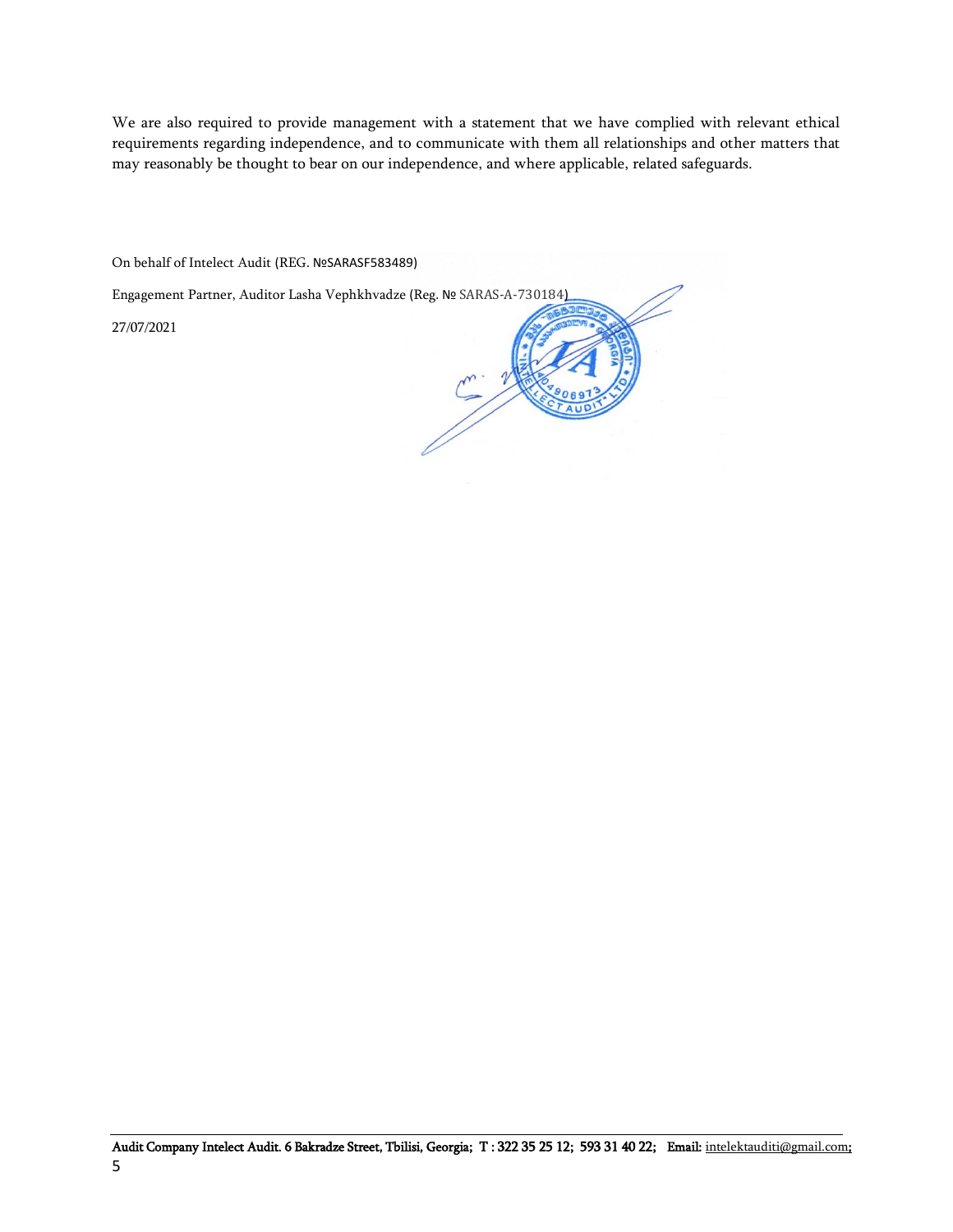We are also required to provide management with a statement that we have complied with relevant ethical requirements regarding independence, and to communicate with them all relationships and other matters that may reasonably be thought to bear on our independence, and where applicable, related safeguards.

On behalf of Intelect Audit (REG. №SARASF583489)

Engagement Partner, Auditor Lasha Vephkhvadze (Reg. № SARAS-A-730184)

27/07/2021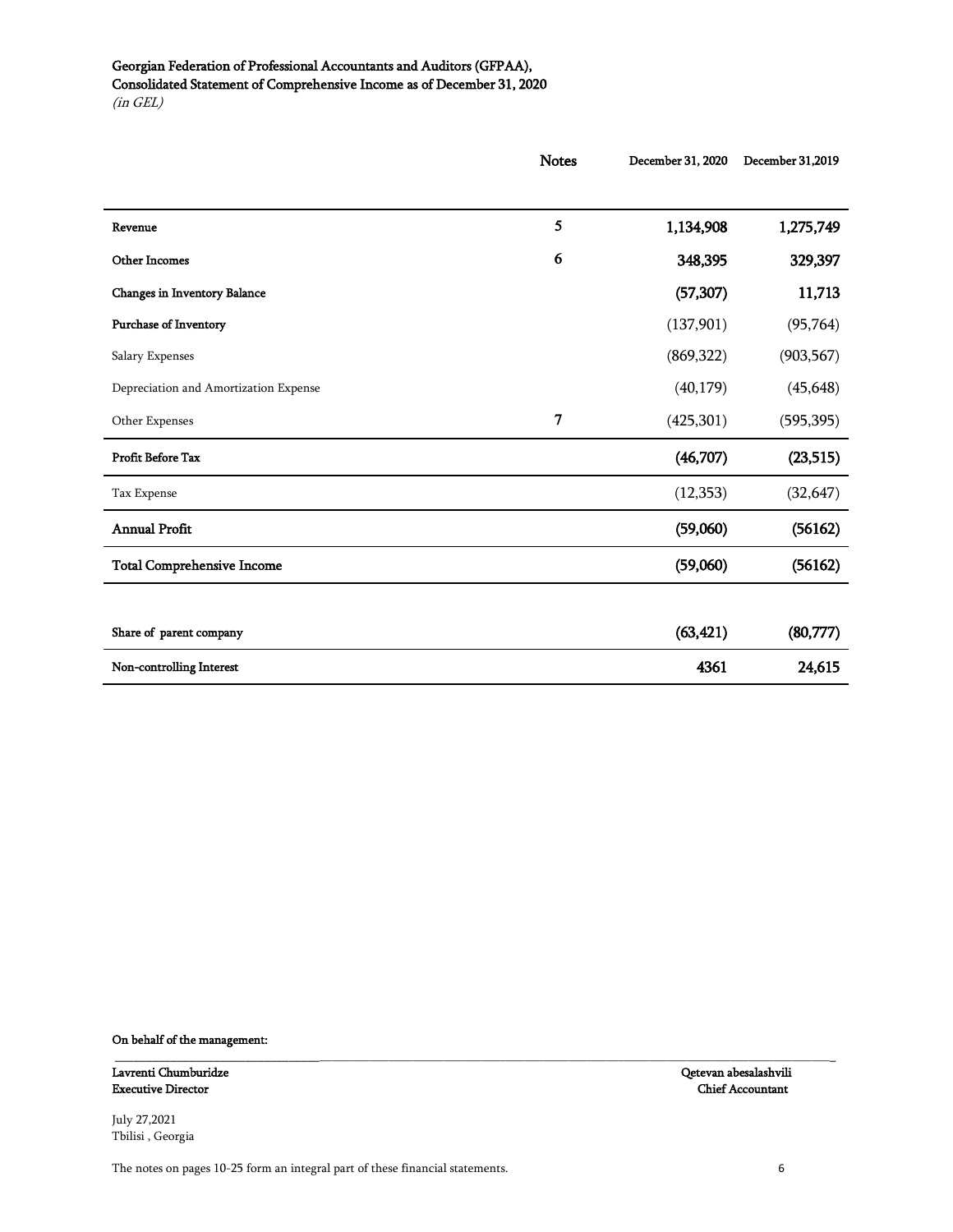**Georgian Federation of Professional Accountants and Auditors (GFPAA),**
**Consolidated Statement of Comprehensive Income as of December 31, 2020**
*(in GEL)*

| | Notes | December 31, 2020 | December 31,2019 |
|---|---|---|---|
| **Revenue** | 5 | **1,134,908** | **1,275,749** |
| **Other Incomes** | 6 | **348,395** | **329,397** |
| **Changes in Inventory Balance** | | **(57,307)** | **11,713** |
| **Purchase of Inventory** | | (137,901) | (95,764) |
| Salary Expenses | | (869,322) | (903,567) |
| Depreciation and Amortization Expense | | (40,179) | (45,648) |
| Other Expenses | 7 | (425,301) | (595,395) |
| **Profit Before Tax** | | **(46,707)** | **(23,515)** |
| Tax Expense | | (12,353) | (32,647) |
| **Annual Profit** | | **(59,060)** | **(56162)** |
| **Total Comprehensive Income** | | **(59,060)** | **(56162)** |
| | | | |
| **Share of parent company** | | **(63,421)** | **(80,777)** |
| **Non-controlling Interest** | | **4361** | **24,615** |

**On behalf of the management:**

**Lavrenti Chumburidze**
**Executive Director**

**Qetevan abesalashvili**
**Chief Accountant**

July 27,2021
Tbilisi , Georgia

The notes on pages 10-25 form an integral part of these financial statements.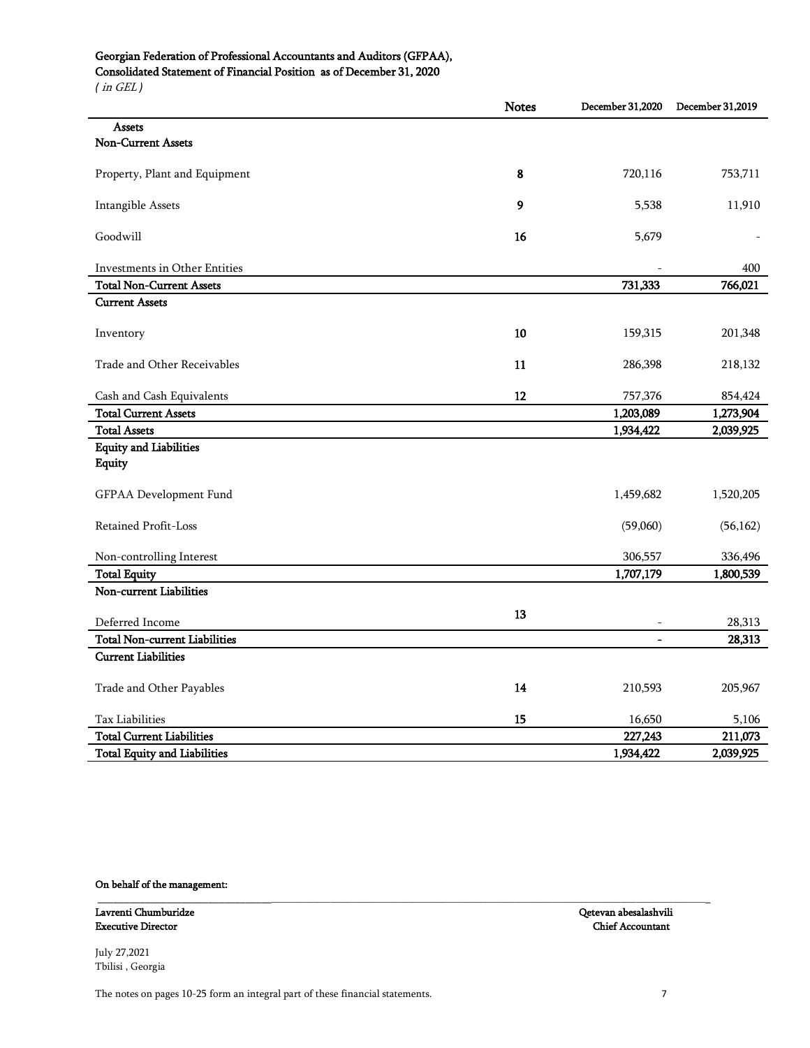**Georgian Federation of Professional Accountants and Auditors (GFPAA),**
**Consolidated Statement of Financial Position as of December 31, 2020**
*( in GEL )*

| | Notes | December 31,2020 | December 31,2019 |
|---|---|---|---|
| **Assets** | | | |
| **Non-Current Assets** | | | |
| Property, Plant and Equipment | **8** | 720,116 | 753,711 |
| Intangible Assets | **9** | 5,538 | 11,910 |
| Goodwill | **16** | 5,679 | - |
| Investments in Other Entities | | - | 400 |
| **Total Non-Current Assets** | | **731,333** | **766,021** |
| **Current Assets** | | | |
| Inventory | **10** | 159,315 | 201,348 |
| Trade and Other Receivables | **11** | 286,398 | 218,132 |
| Cash and Cash Equivalents | **12** | 757,376 | 854,424 |
| **Total Current Assets** | | **1,203,089** | **1,273,904** |
| **Total Assets** | | **1,934,422** | **2,039,925** |
| **Equity and Liabilities** | | | |
| **Equity** | | | |
| GFPAA Development Fund | | 1,459,682 | 1,520,205 |
| Retained Profit-Loss | | (59,060) | (56,162) |
| Non-controlling Interest | | 306,557 | 336,496 |
| **Total Equity** | | **1,707,179** | **1,800,539** |
| **Non-current Liabilities** | | | |
| Deferred Income | **13** | - | 28,313 |
| **Total Non-current Liabilities** | | **-** | **28,313** |
| **Current Liabilities** | | | |
| Trade and Other Payables | **14** | 210,593 | 205,967 |
| Tax Liabilities | **15** | 16,650 | 5,106 |
| **Total Current Liabilities** | | **227,243** | **211,073** |
| **Total Equity and Liabilities** | | **1,934,422** | **2,039,925** |

**On behalf of the management:**

**Lavrenti Chumburidze**
**Executive Director**

**Qetevan abesalashvili**
**Chief Accountant**

July 27,2021
Tbilisi , Georgia

The notes on pages 10-25 form an integral part of these financial statements.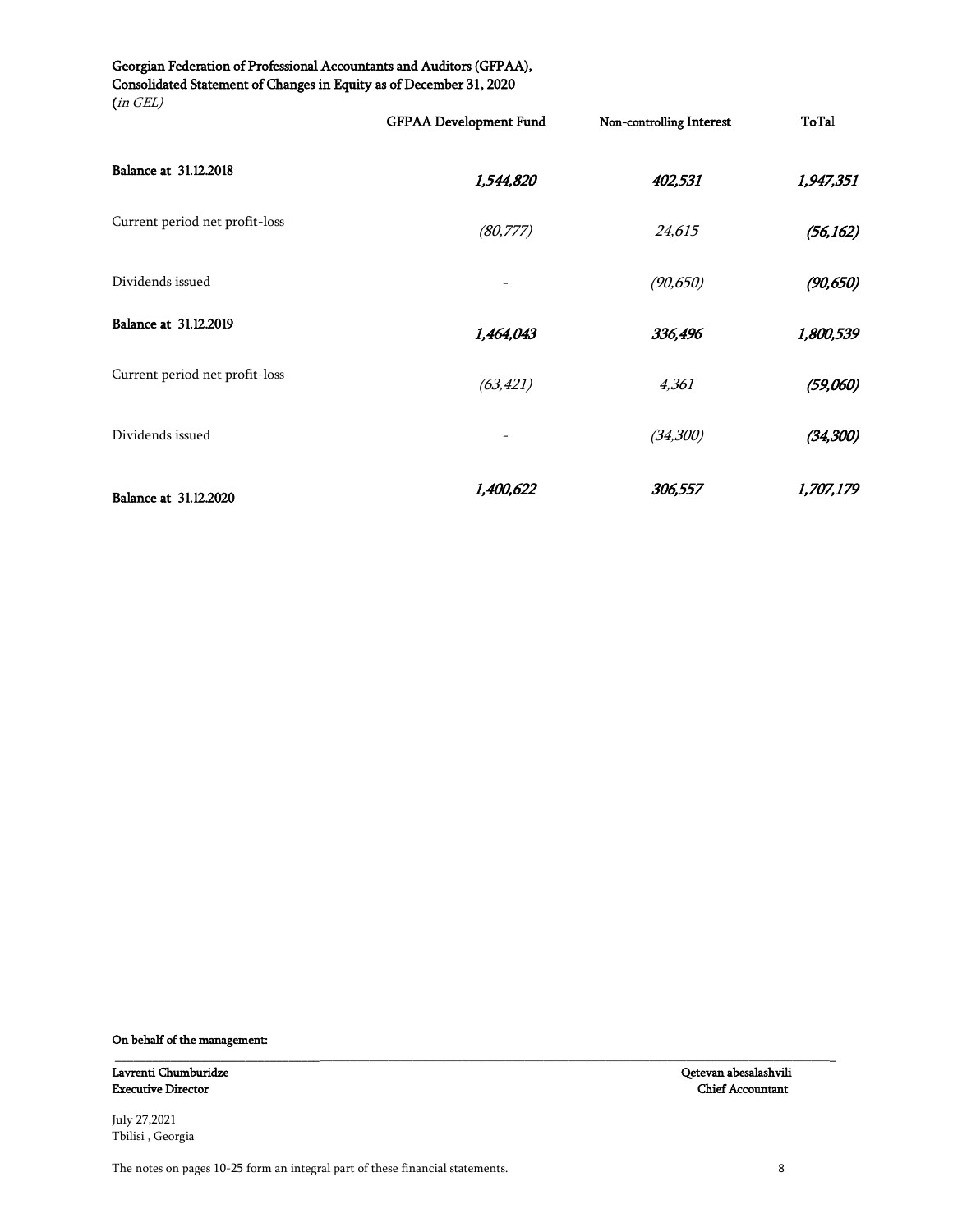**Georgian Federation of Professional Accountants and Auditors (GFPAA),**
**Consolidated Statement of Changes in Equity as of December 31, 2020**
*(in GEL)*

| | GFPAA Development Fund | Non-controlling Interest | ToTal |
|---|---|---|---|
| **Balance at 31.12.2018** | ***1,544,820*** | ***402,531*** | ***1,947,351*** |
| Current period net profit-loss | *(80,777)* | *24,615* | ***(56,162)*** |
| Dividends issued | - | *(90,650)* | ***(90,650)*** |
| **Balance at 31.12.2019** | ***1,464,043*** | ***336,496*** | ***1,800,539*** |
| Current period net profit-loss | *(63,421)* | *4,361* | ***(59,060)*** |
| Dividends issued | - | *(34,300)* | ***(34,300)*** |
| **Balance at 31.12.2020** | ***1,400,622*** | ***306,557*** | ***1,707,179*** |

**On behalf of the management:**

**Lavrenti Chumburidze**
**Executive Director**

**Qetevan abesalashvili**
**Chief Accountant**

July 27,2021
Tbilisi , Georgia

The notes on pages 10-25 form an integral part of these financial statements.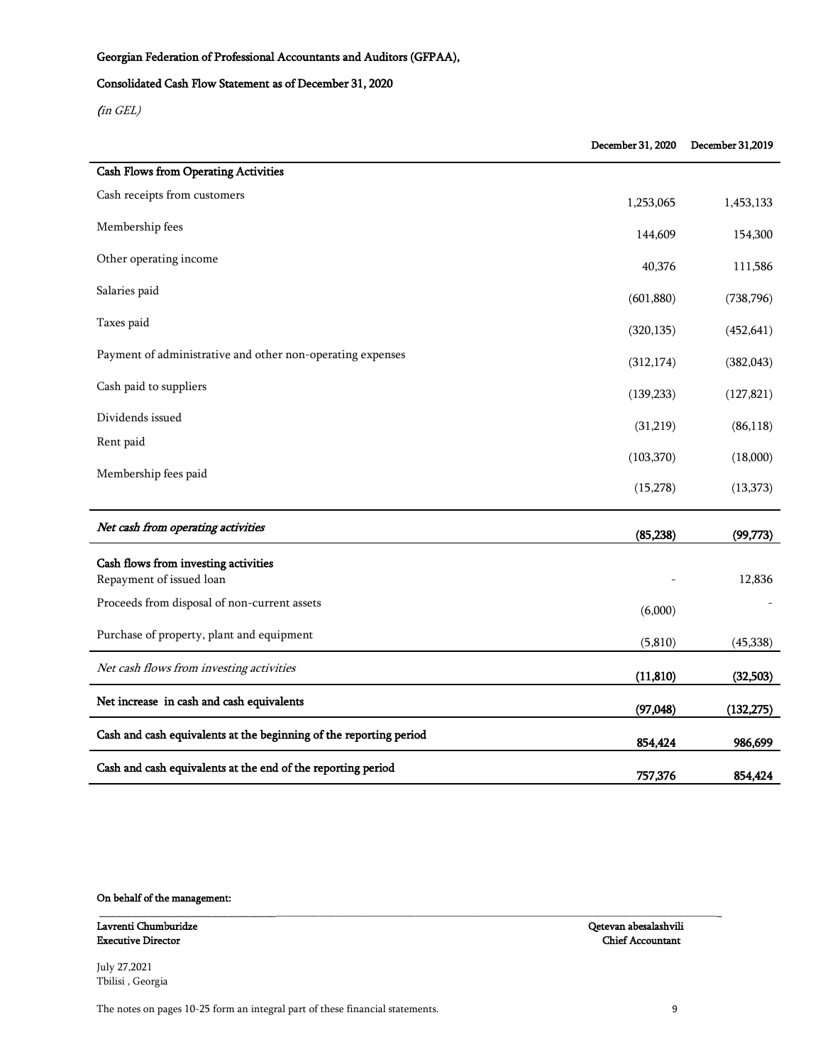**Georgian Federation of Professional Accountants and Auditors (GFPAA),**

**Consolidated Cash Flow Statement as of December 31, 2020**

*(in GEL)*

| | December 31, 2020 | December 31,2019 |
|---|---|---|
| **Cash Flows from Operating Activities** | | |
| Cash receipts from customers | 1,253,065 | 1,453,133 |
| Membership fees | 144,609 | 154,300 |
| Other operating income | 40,376 | 111,586 |
| Salaries paid | (601,880) | (738,796) |
| Taxes paid | (320,135) | (452,641) |
| Payment of administrative and other non-operating expenses | (312,174) | (382,043) |
| Cash paid to suppliers | (139,233) | (127,821) |
| Dividends issued | (31,219) | (86,118) |
| Rent paid | (103,370) | (18,000) |
| Membership fees paid | (15,278) | (13,373) |
| ***Net cash from operating activities*** | **(85,238)** | **(99,773)** |
| **Cash flows from investing activities** | | |
| Repayment of issued loan | - | 12,836 |
| Proceeds from disposal of non-current assets | (6,000) | - |
| Purchase of property, plant and equipment | (5,810) | (45,338) |
| *Net cash flows from investing activities* | **(11,810)** | **(32,503)** |
| **Net increase in cash and cash equivalents** | **(97,048)** | **(132,275)** |
| **Cash and cash equivalents at the beginning of the reporting period** | **854,424** | **986,699** |
| **Cash and cash equivalents at the end of the reporting period** | **757,376** | **854,424** |

**On behalf of the management:**

**Lavrenti Chumburidze**
**Executive Director**

**Qetevan abesalashvili**
**Chief Accountant**

July 27,2021
Tbilisi , Georgia

The notes on pages 10-25 form an integral part of these financial statements.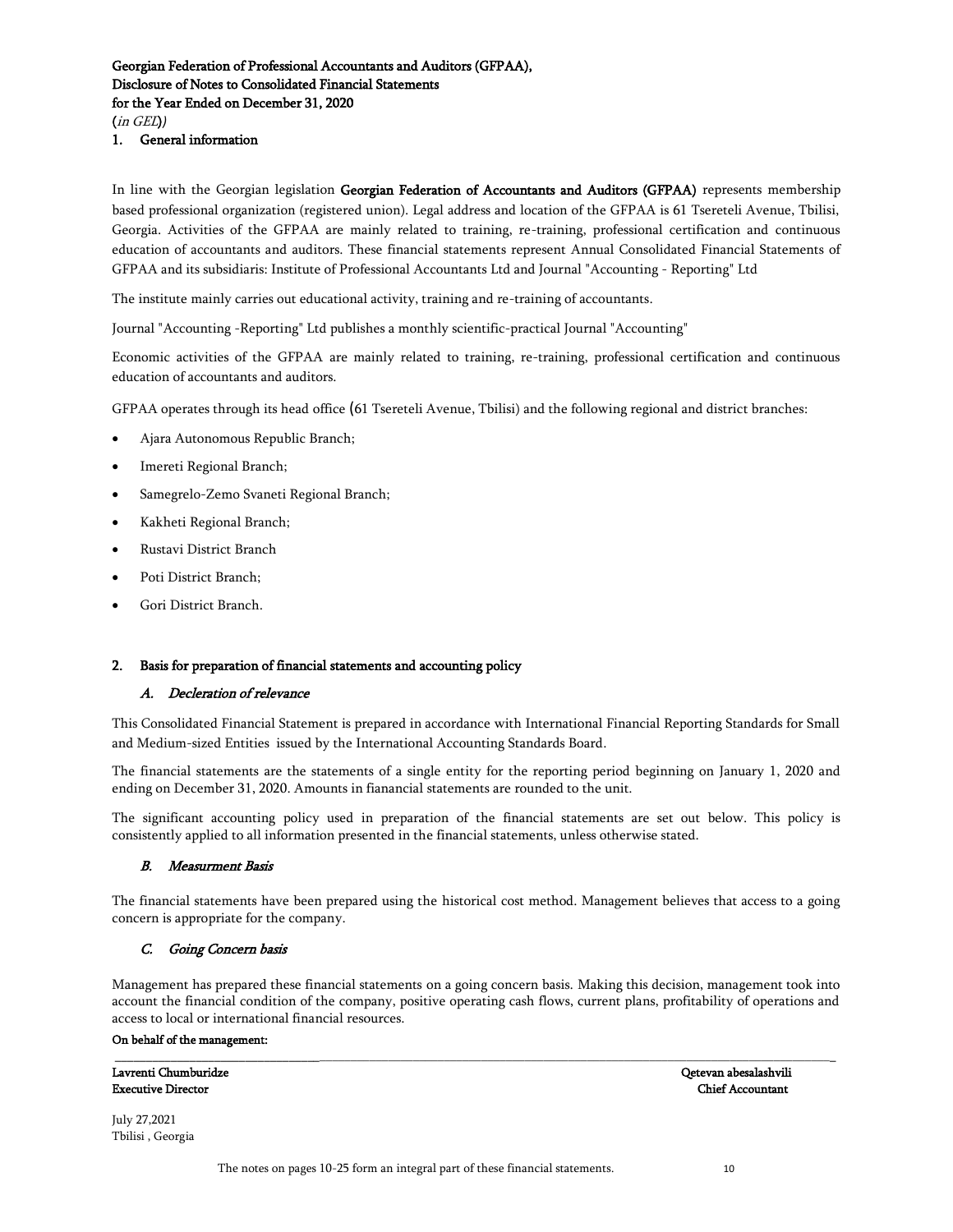**Georgian Federation of Professional Accountants and Auditors (GFPAA),**
**Disclosure of Notes to Consolidated Financial Statements**
**for the Year Ended on December 31, 2020**
(*in GEL*))

## 1. General information

In line with the Georgian legislation **Georgian Federation of Accountants and Auditors (GFPAA)** represents membership based professional organization (registered union). Legal address and location of the GFPAA is 61 Tsereteli Avenue, Tbilisi, Georgia. Activities of the GFPAA are mainly related to training, re-training, professional certification and continuous education of accountants and auditors. These financial statements represent Annual Consolidated Financial Statements of GFPAA and its subsidiaris: Institute of Professional Accountants Ltd and Journal "Accounting - Reporting" Ltd

The institute mainly carries out educational activity, training and re-training of accountants.

Journal "Accounting -Reporting" Ltd publishes a monthly scientific-practical Journal "Accounting"

Economic activities of the GFPAA are mainly related to training, re-training, professional certification and continuous education of accountants and auditors.

GFPAA operates through its head office (61 Tsereteli Avenue, Tbilisi) and the following regional and district branches:

- Ajara Autonomous Republic Branch;
- Imereti Regional Branch;
- Samegrelo-Zemo Svaneti Regional Branch;
- Kakheti Regional Branch;
- Rustavi District Branch
- Poti District Branch;
- Gori District Branch.

## 2. Basis for preparation of financial statements and accounting policy

### *A. Decleration of relevance*

This Consolidated Financial Statement is prepared in accordance with International Financial Reporting Standards for Small and Medium-sized Entities issued by the International Accounting Standards Board.

The financial statements are the statements of a single entity for the reporting period beginning on January 1, 2020 and ending on December 31, 2020. Amounts in fianancial statements are rounded to the unit.

The significant accounting policy used in preparation of the financial statements are set out below. This policy is consistently applied to all information presented in the financial statements, unless otherwise stated.

### *B. Measurment Basis*

The financial statements have been prepared using the historical cost method. Management believes that access to a going concern is appropriate for the company.

### *C. Going Concern basis*

Management has prepared these financial statements on a going concern basis. Making this decision, management took into account the financial condition of the company, positive operating cash flows, current plans, profitability of operations and access to local or international financial resources.

**On behalf of the management:**

**Lavrenti Chumburidze** — **Executive Director**

**Qetevan abesalashvili** — **Chief Accountant**

July 27,2021
Tbilisi , Georgia

The notes on pages 10-25 form an integral part of these financial statements.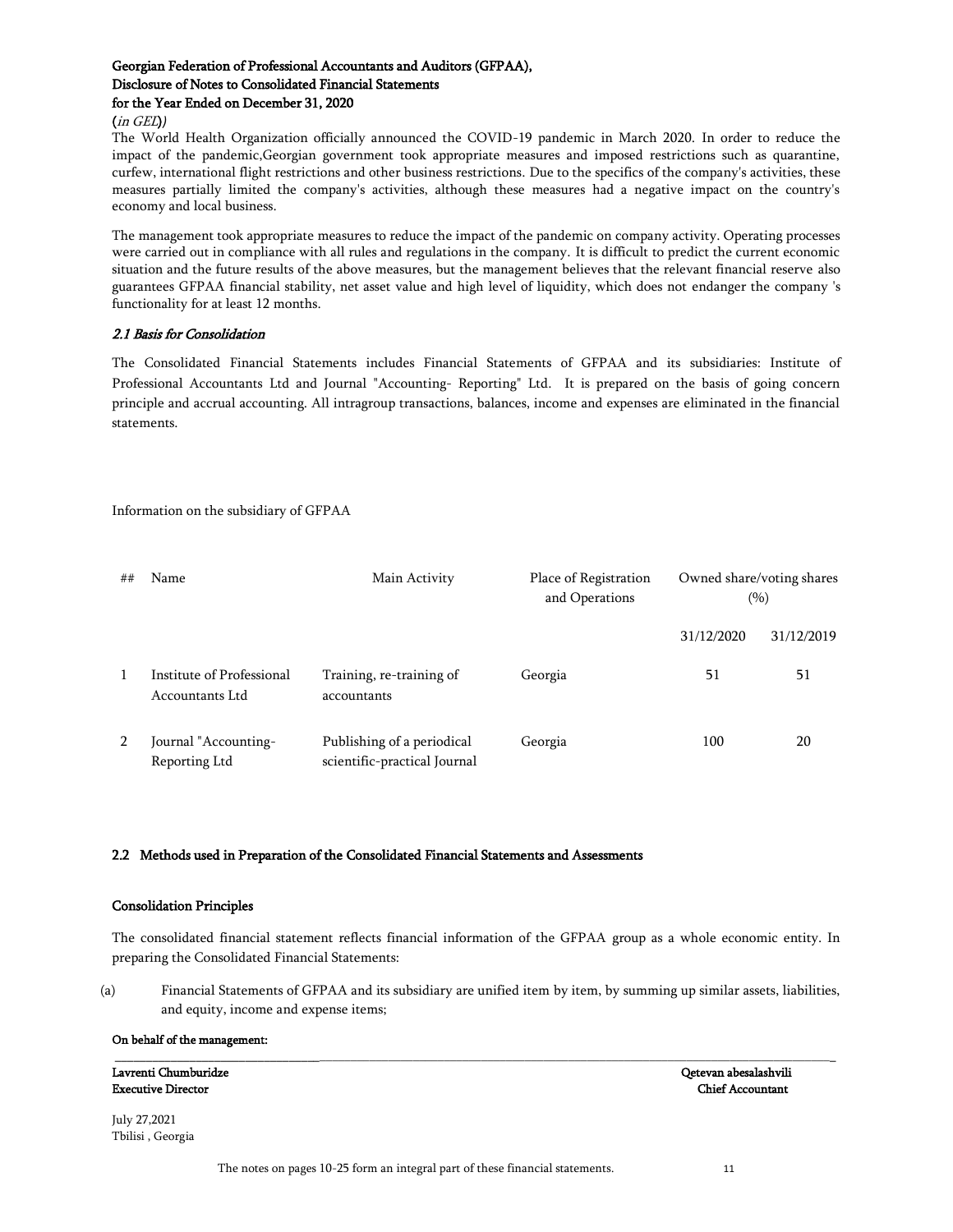The World Health Organization officially announced the COVID-19 pandemic in March 2020. In order to reduce the impact of the pandemic,Georgian government took appropriate measures and imposed restrictions such as quarantine, curfew, international flight restrictions and other business restrictions. Due to the specifics of the company's activities, these measures partially limited the company's activities, although these measures had a negative impact on the country's economy and local business.

The management took appropriate measures to reduce the impact of the pandemic on company activity. Operating processes were carried out in compliance with all rules and regulations in the company. It is difficult to predict the current economic situation and the future results of the above measures, but the management believes that the relevant financial reserve also guarantees GFPAA financial stability, net asset value and high level of liquidity, which does not endanger the company 's functionality for at least 12 months.

### *2.1 Basis for Consolidation*

The Consolidated Financial Statements includes Financial Statements of GFPAA and its subsidiaries: Institute of Professional Accountants Ltd and Journal "Accounting- Reporting" Ltd. It is prepared on the basis of going concern principle and accrual accounting. All intragroup transactions, balances, income and expenses are eliminated in the financial statements.

Information on the subsidiary of GFPAA

| ## | Name | Main Activity | Place of Registration and Operations | Owned share/voting shares (%) | |
|---|---|---|---|---|---|
| | | | | 31/12/2020 | 31/12/2019 |
| 1 | Institute of Professional Accountants Ltd | Training, re-training of accountants | Georgia | 51 | 51 |
| 2 | Journal "Accounting-Reporting Ltd | Publishing of a periodical scientific-practical Journal | Georgia | 100 | 20 |

### 2.2 Methods used in Preparation of the Consolidated Financial Statements and Assessments

**Consolidation Principles**

The consolidated financial statement reflects financial information of the GFPAA group as a whole economic entity. In preparing the Consolidated Financial Statements:

(a) Financial Statements of GFPAA and its subsidiary are unified item by item, by summing up similar assets, liabilities, and equity, income and expense items;

**On behalf of the management:**

**Lavrenti Chumburidze**
**Executive Director**

**Qetevan abesalashvili**
**Chief Accountant**

July 27,2021
Tbilisi , Georgia

The notes on pages 10-25 form an integral part of these financial statements.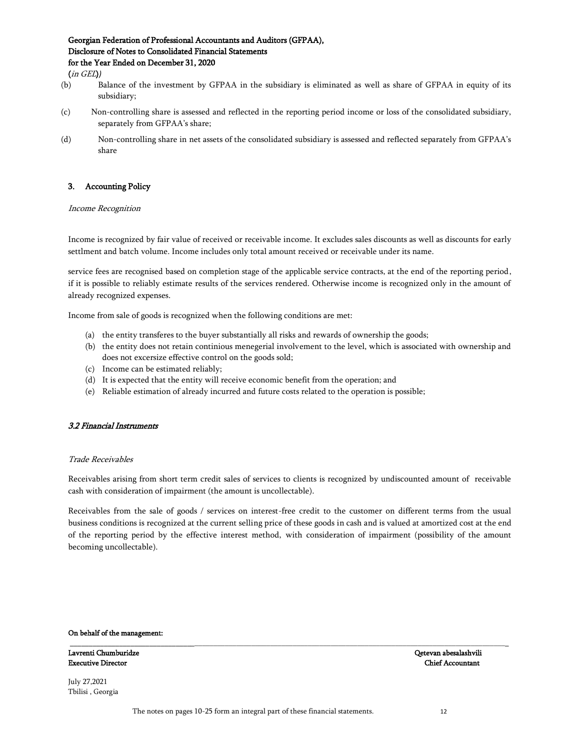(b) Balance of the investment by GFPAA in the subsidiary is eliminated as well as share of GFPAA in equity of its subsidiary;

(c) Non-controlling share is assessed and reflected in the reporting period income or loss of the consolidated subsidiary, separately from GFPAA's share;

(d) Non-controlling share in net assets of the consolidated subsidiary is assessed and reflected separately from GFPAA's share

## 3. Accounting Policy

*Income Recognition*

Income is recognized by fair value of received or receivable income. It excludes sales discounts as well as discounts for early settlment and batch volume. Income includes only total amount received or receivable under its name.

service fees are recognised based on completion stage of the applicable service contracts, at the end of the reporting period, if it is possible to reliably estimate results of the services rendered. Otherwise income is recognized only in the amount of already recognized expenses.

Income from sale of goods is recognized when the following conditions are met:

(a) the entity transferes to the buyer substantially all risks and rewards of ownership the goods;
(b) the entity does not retain continious menegerial involvement to the level, which is associated with ownership and does not excersize effective control on the goods sold;
(c) Income can be estimated reliably;
(d) It is expected that the entity will receive economic benefit from the operation; and
(e) Reliable estimation of already incurred and future costs related to the operation is possible;

### *3.2 Financial Instruments*

*Trade Receivables*

Receivables arising from short term credit sales of services to clients is recognized by undiscounted amount of receivable cash with consideration of impairment (the amount is uncollectable).

Receivables from the sale of goods / services on interest-free credit to the customer on different terms from the usual business conditions is recognized at the current selling price of these goods in cash and is valued at amortized cost at the end of the reporting period by the effective interest method, with consideration of impairment (possibility of the amount becoming uncollectable).

**On behalf of the management:**

**Lavrenti Chumburidze**
**Executive Director**

**Qetevan abesalashvili**
**Chief Accountant**

July 27,2021
Tbilisi , Georgia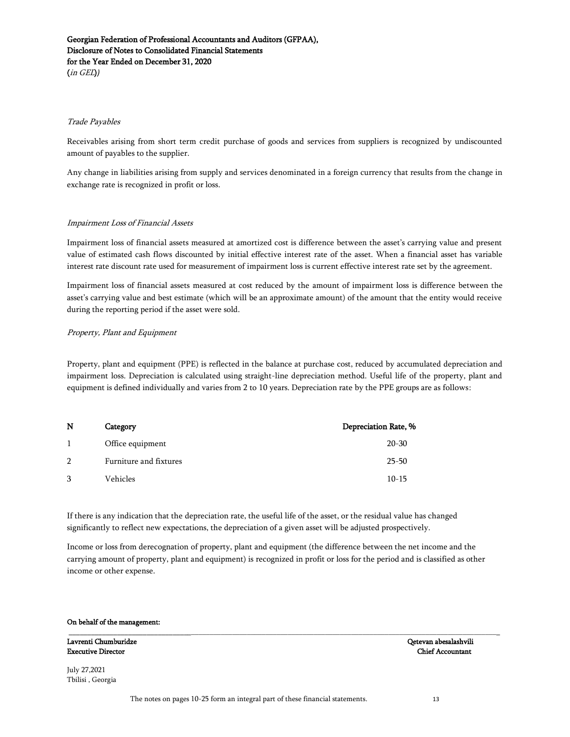*Trade Payables*

Receivables arising from short term credit purchase of goods and services from suppliers is recognized by undiscounted amount of payables to the supplier.

Any change in liabilities arising from supply and services denominated in a foreign currency that results from the change in exchange rate is recognized in profit or loss.

*Impairment Loss of Financial Assets*

Impairment loss of financial assets measured at amortized cost is difference between the asset's carrying value and present value of estimated cash flows discounted by initial effective interest rate of the asset. When a financial asset has variable interest rate discount rate used for measurement of impairment loss is current effective interest rate set by the agreement.

Impairment loss of financial assets measured at cost reduced by the amount of impairment loss is difference between the asset's carrying value and best estimate (which will be an approximate amount) of the amount that the entity would receive during the reporting period if the asset were sold.

*Property, Plant and Equipment*

Property, plant and equipment (PPE) is reflected in the balance at purchase cost, reduced by accumulated depreciation and impairment loss. Depreciation is calculated using straight-line depreciation method. Useful life of the property, plant and equipment is defined individually and varies from 2 to 10 years. Depreciation rate by the PPE groups are as follows:

| N | Category | Depreciation Rate, % |
|---|---|---|
| 1 | Office equipment | 20-30 |
| 2 | Furniture and fixtures | 25-50 |
| 3 | Vehicles | 10-15 |

If there is any indication that the depreciation rate, the useful life of the asset, or the residual value has changed significantly to reflect new expectations, the depreciation of a given asset will be adjusted prospectively.

Income or loss from derecognation of property, plant and equipment (the difference between the net income and the carrying amount of property, plant and equipment) is recognized in profit or loss for the period and is classified as other income or other expense.

**On behalf of the management:**

**Lavrenti Chumburidze**
**Executive Director**

**Qetevan abesalashvili**
**Chief Accountant**

July 27,2021
Tbilisi , Georgia

The notes on pages 10-25 form an integral part of these financial statements.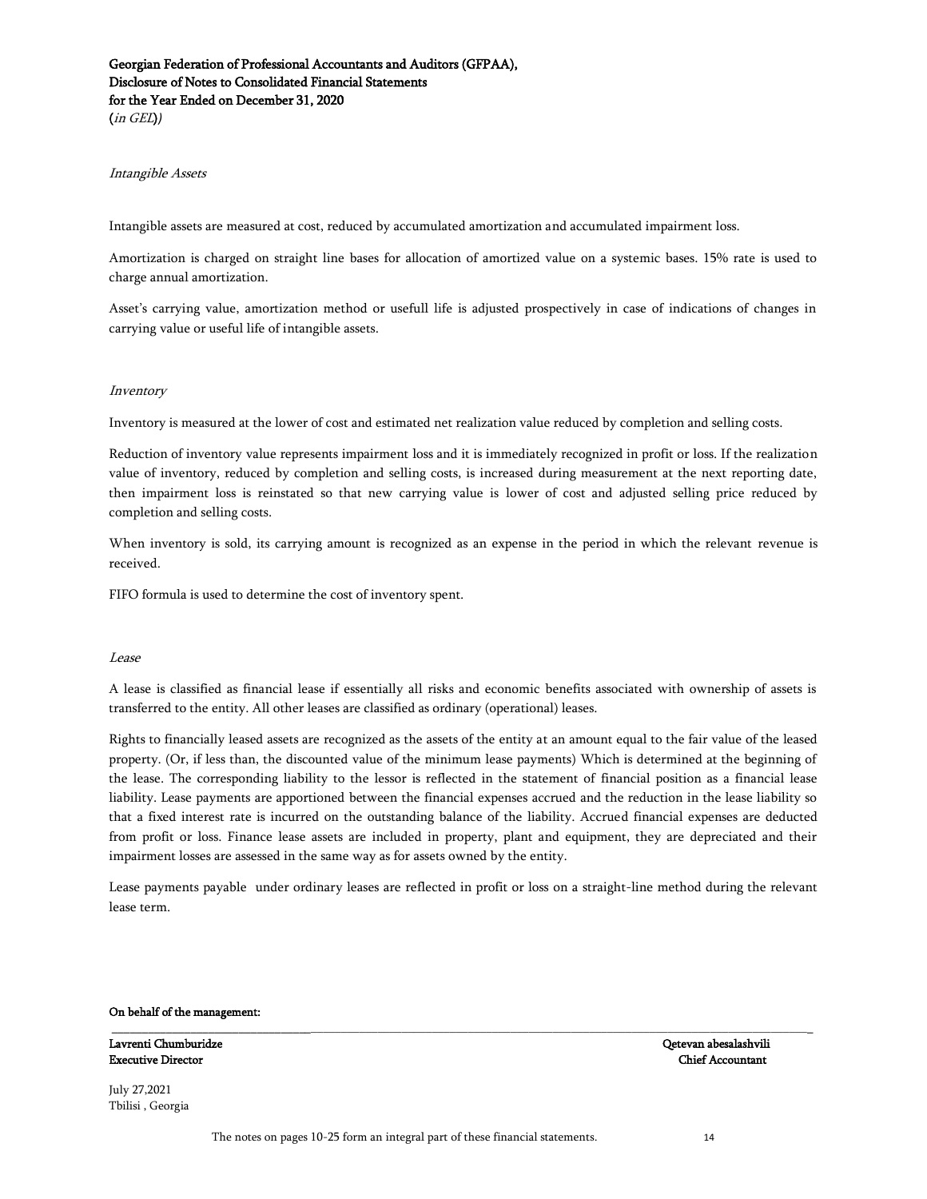*Intangible Assets*

Intangible assets are measured at cost, reduced by accumulated amortization and accumulated impairment loss.

Amortization is charged on straight line bases for allocation of amortized value on a systemic bases. 15% rate is used to charge annual amortization.

Asset's carrying value, amortization method or usefull life is adjusted prospectively in case of indications of changes in carrying value or useful life of intangible assets.

*Inventory*

Inventory is measured at the lower of cost and estimated net realization value reduced by completion and selling costs.

Reduction of inventory value represents impairment loss and it is immediately recognized in profit or loss. If the realization value of inventory, reduced by completion and selling costs, is increased during measurement at the next reporting date, then impairment loss is reinstated so that new carrying value is lower of cost and adjusted selling price reduced by completion and selling costs.

When inventory is sold, its carrying amount is recognized as an expense in the period in which the relevant revenue is received.

FIFO formula is used to determine the cost of inventory spent.

*Lease*

A lease is classified as financial lease if essentially all risks and economic benefits associated with ownership of assets is transferred to the entity. All other leases are classified as ordinary (operational) leases.

Rights to financially leased assets are recognized as the assets of the entity at an amount equal to the fair value of the leased property. (Or, if less than, the discounted value of the minimum lease payments) Which is determined at the beginning of the lease. The corresponding liability to the lessor is reflected in the statement of financial position as a financial lease liability. Lease payments are apportioned between the financial expenses accrued and the reduction in the lease liability so that a fixed interest rate is incurred on the outstanding balance of the liability. Accrued financial expenses are deducted from profit or loss. Finance lease assets are included in property, plant and equipment, they are depreciated and their impairment losses are assessed in the same way as for assets owned by the entity.

Lease payments payable under ordinary leases are reflected in profit or loss on a straight-line method during the relevant lease term.

**On behalf of the management:**

**Lavrenti Chumburidze**
**Executive Director**

**Qetevan abesalashvili**
**Chief Accountant**

July 27,2021
Tbilisi , Georgia

The notes on pages 10-25 form an integral part of these financial statements.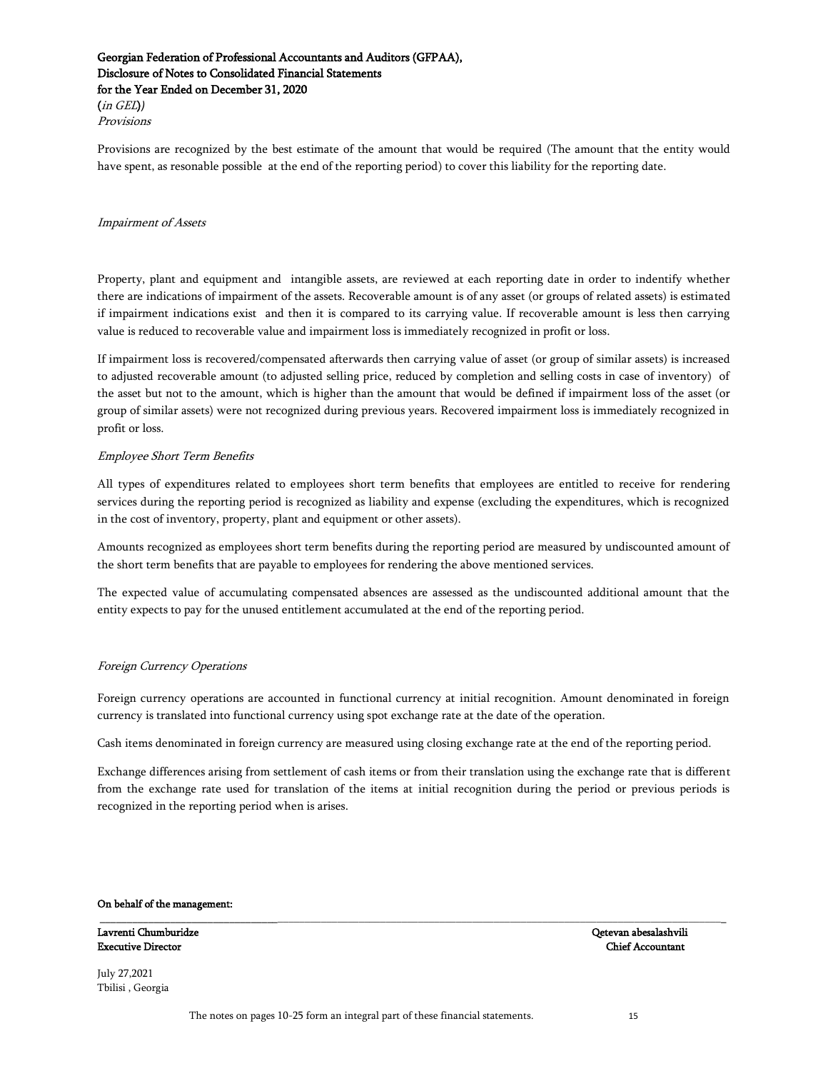*Provisions*

Provisions are recognized by the best estimate of the amount that would be required (The amount that the entity would have spent, as resonable possible at the end of the reporting period) to cover this liability for the reporting date.

*Impairment of Assets*

Property, plant and equipment and intangible assets, are reviewed at each reporting date in order to indentify whether there are indications of impairment of the assets. Recoverable amount is of any asset (or groups of related assets) is estimated if impairment indications exist and then it is compared to its carrying value. If recoverable amount is less then carrying value is reduced to recoverable value and impairment loss is immediately recognized in profit or loss.

If impairment loss is recovered/compensated afterwards then carrying value of asset (or group of similar assets) is increased to adjusted recoverable amount (to adjusted selling price, reduced by completion and selling costs in case of inventory) of the asset but not to the amount, which is higher than the amount that would be defined if impairment loss of the asset (or group of similar assets) were not recognized during previous years. Recovered impairment loss is immediately recognized in profit or loss.

*Employee Short Term Benefits*

All types of expenditures related to employees short term benefits that employees are entitled to receive for rendering services during the reporting period is recognized as liability and expense (excluding the expenditures, which is recognized in the cost of inventory, property, plant and equipment or other assets).

Amounts recognized as employees short term benefits during the reporting period are measured by undiscounted amount of the short term benefits that are payable to employees for rendering the above mentioned services.

The expected value of accumulating compensated absences are assessed as the undiscounted additional amount that the entity expects to pay for the unused entitlement accumulated at the end of the reporting period.

*Foreign Currency Operations*

Foreign currency operations are accounted in functional currency at initial recognition. Amount denominated in foreign currency is translated into functional currency using spot exchange rate at the date of the operation.

Cash items denominated in foreign currency are measured using closing exchange rate at the end of the reporting period.

Exchange differences arising from settlement of cash items or from their translation using the exchange rate that is different from the exchange rate used for translation of the items at initial recognition during the period or previous periods is recognized in the reporting period when is arises.

**On behalf of the management:**

**Lavrenti Chumburidze**
**Executive Director**

**Qetevan abesalashvili**
**Chief Accountant**

July 27,2021
Tbilisi , Georgia

The notes on pages 10-25 form an integral part of these financial statements.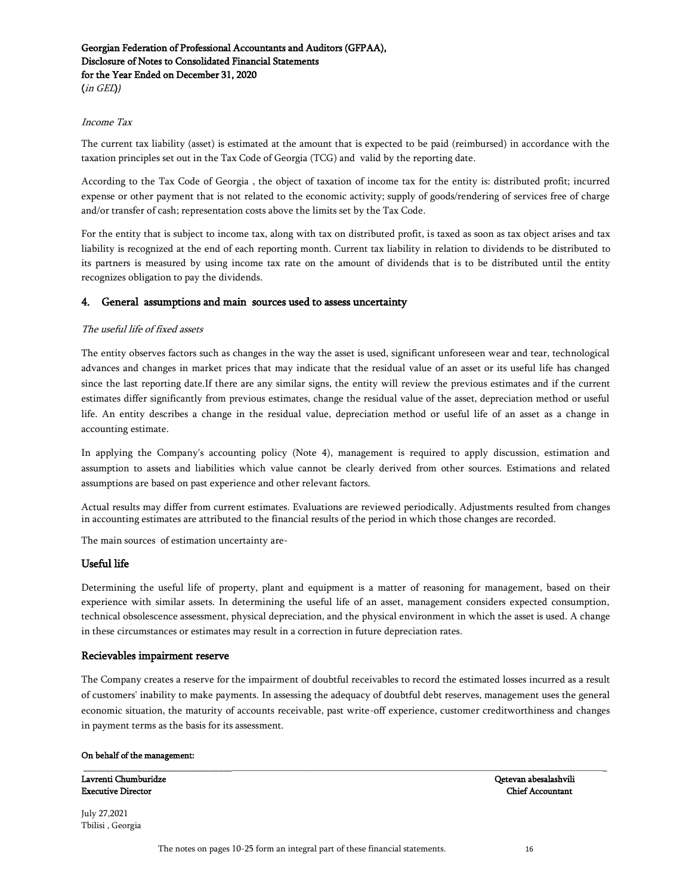*Income Tax*

The current tax liability (asset) is estimated at the amount that is expected to be paid (reimbursed) in accordance with the taxation principles set out in the Tax Code of Georgia (TCG) and valid by the reporting date.

According to the Tax Code of Georgia , the object of taxation of income tax for the entity is: distributed profit; incurred expense or other payment that is not related to the economic activity; supply of goods/rendering of services free of charge and/or transfer of cash; representation costs above the limits set by the Tax Code.

For the entity that is subject to income tax, along with tax on distributed profit, is taxed as soon as tax object arises and tax liability is recognized at the end of each reporting month. Current tax liability in relation to dividends to be distributed to its partners is measured by using income tax rate on the amount of dividends that is to be distributed until the entity recognizes obligation to pay the dividends.

## 4. General assumptions and main sources used to assess uncertainty

*The useful life of fixed assets*

The entity observes factors such as changes in the way the asset is used, significant unforeseen wear and tear, technological advances and changes in market prices that may indicate that the residual value of an asset or its useful life has changed since the last reporting date.If there are any similar signs, the entity will review the previous estimates and if the current estimates differ significantly from previous estimates, change the residual value of the asset, depreciation method or useful life. An entity describes a change in the residual value, depreciation method or useful life of an asset as a change in accounting estimate.

In applying the Company's accounting policy (Note 4), management is required to apply discussion, estimation and assumption to assets and liabilities which value cannot be clearly derived from other sources. Estimations and related assumptions are based on past experience and other relevant factors.

Actual results may differ from current estimates. Evaluations are reviewed periodically. Adjustments resulted from changes in accounting estimates are attributed to the financial results of the period in which those changes are recorded.

The main sources of estimation uncertainty are-

### Useful life

Determining the useful life of property, plant and equipment is a matter of reasoning for management, based on their experience with similar assets. In determining the useful life of an asset, management considers expected consumption, technical obsolescence assessment, physical depreciation, and the physical environment in which the asset is used. A change in these circumstances or estimates may result in a correction in future depreciation rates.

### Recievables impairment reserve

The Company creates a reserve for the impairment of doubtful receivables to record the estimated losses incurred as a result of customers' inability to make payments. In assessing the adequacy of doubtful debt reserves, management uses the general economic situation, the maturity of accounts receivable, past write-off experience, customer creditworthiness and changes in payment terms as the basis for its assessment.

**On behalf of the management:**

**Lavrenti Chumburidze**
**Executive Director**

**Qetevan abesalashvili**
**Chief Accountant**

July 27,2021
Tbilisi , Georgia

The notes on pages 10-25 form an integral part of these financial statements.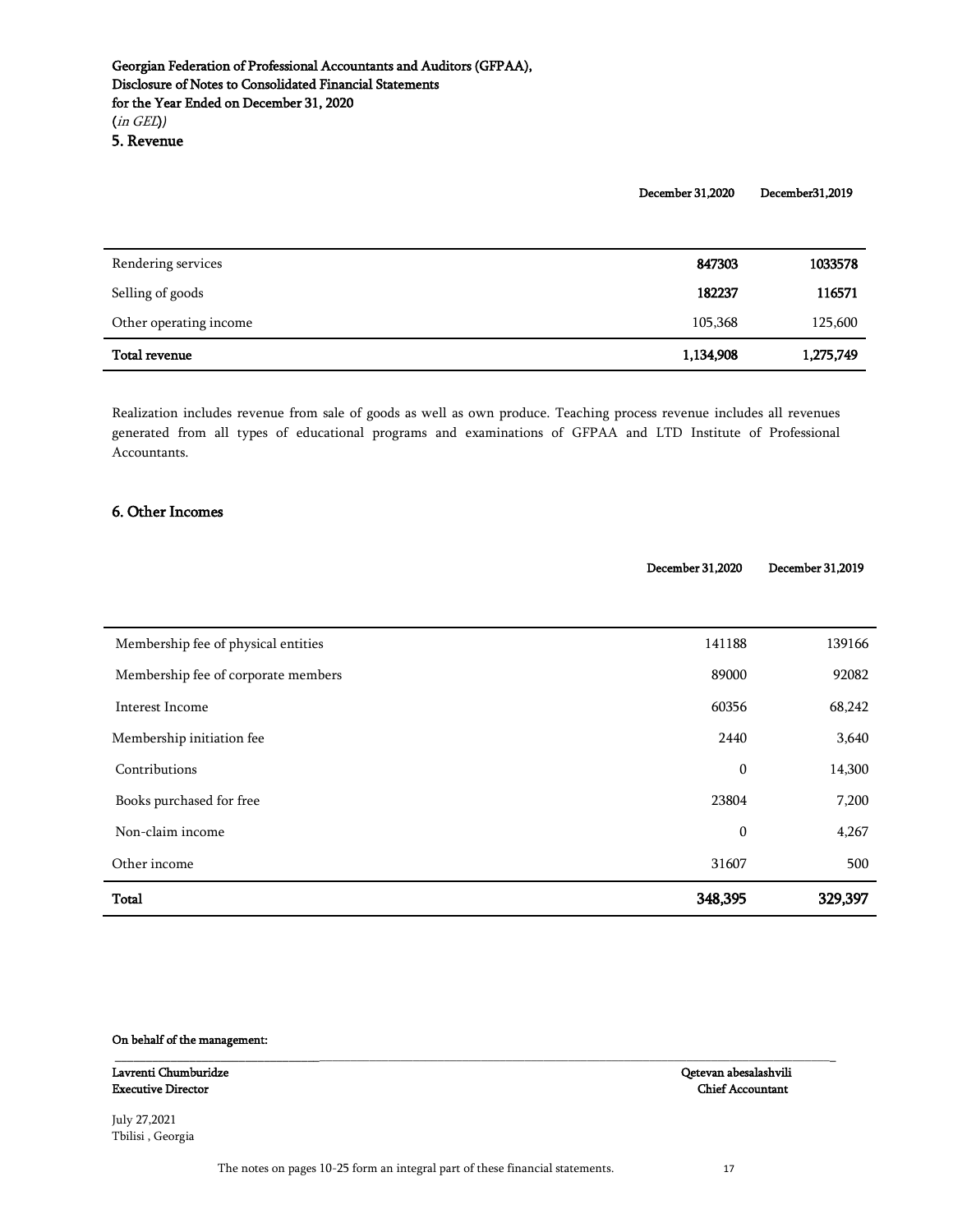Georgian Federation of Professional Accountants and Auditors (GFPAA),
Disclosure of Notes to Consolidated Financial Statements
for the Year Ended on December 31, 2020
(*in GEL*))

## 5. Revenue

| | December 31,2020 | December31,2019 |
|---|---|---|
| Rendering services | **847303** | **1033578** |
| Selling of goods | **182237** | **116571** |
| Other operating income | 105,368 | 125,600 |
| **Total revenue** | **1,134,908** | **1,275,749** |

Realization includes revenue from sale of goods as well as own produce. Teaching process revenue includes all revenues generated from all types of educational programs and examinations of GFPAA and LTD Institute of Professional Accountants.

## 6. Other Incomes

| | December 31,2020 | December 31,2019 |
|---|---|---|
| Membership fee of physical entities | 141188 | 139166 |
| Membership fee of corporate members | 89000 | 92082 |
| Interest Income | 60356 | 68,242 |
| Membership initiation fee | 2440 | 3,640 |
| Contributions | 0 | 14,300 |
| Books purchased for free | 23804 | 7,200 |
| Non-claim income | 0 | 4,267 |
| Other income | 31607 | 500 |
| **Total** | **348,395** | **329,397** |

**On behalf of the management:**

**Lavrenti Chumburidze**
**Executive Director**

**Qetevan abesalashvili**
**Chief Accountant**

July 27,2021
Tbilisi , Georgia

The notes on pages 10-25 form an integral part of these financial statements.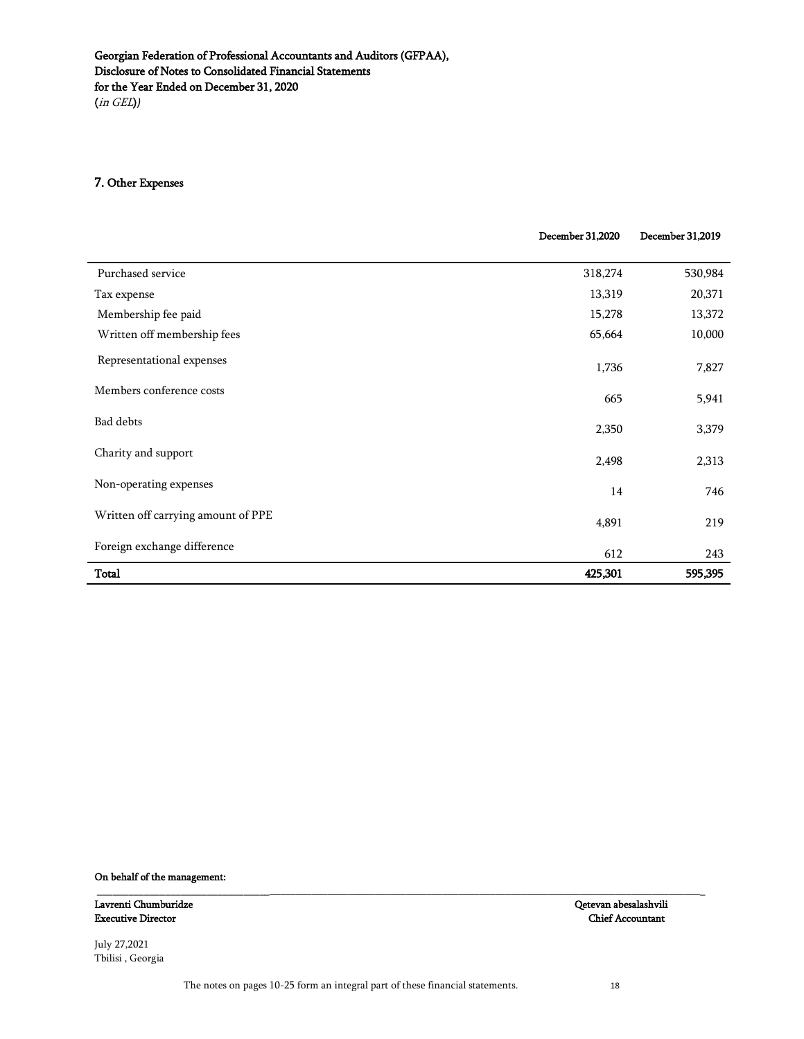## 7. Other Expenses

| | December 31,2020 | December 31,2019 |
|---|---|---|
| Purchased service | 318,274 | 530,984 |
| Tax expense | 13,319 | 20,371 |
| Membership fee paid | 15,278 | 13,372 |
| Written off membership fees | 65,664 | 10,000 |
| Representational expenses | 1,736 | 7,827 |
| Members conference costs | 665 | 5,941 |
| Bad debts | 2,350 | 3,379 |
| Charity and support | 2,498 | 2,313 |
| Non-operating expenses | 14 | 746 |
| Written off carrying amount of PPE | 4,891 | 219 |
| Foreign exchange difference | 612 | 243 |
| **Total** | **425,301** | **595,395** |

**On behalf of the management:**

**Lavrenti Chumburidze**
**Executive Director**

**Qetevan abesalashvili**
**Chief Accountant**

July 27,2021
Tbilisi , Georgia

The notes on pages 10-25 form an integral part of these financial statements.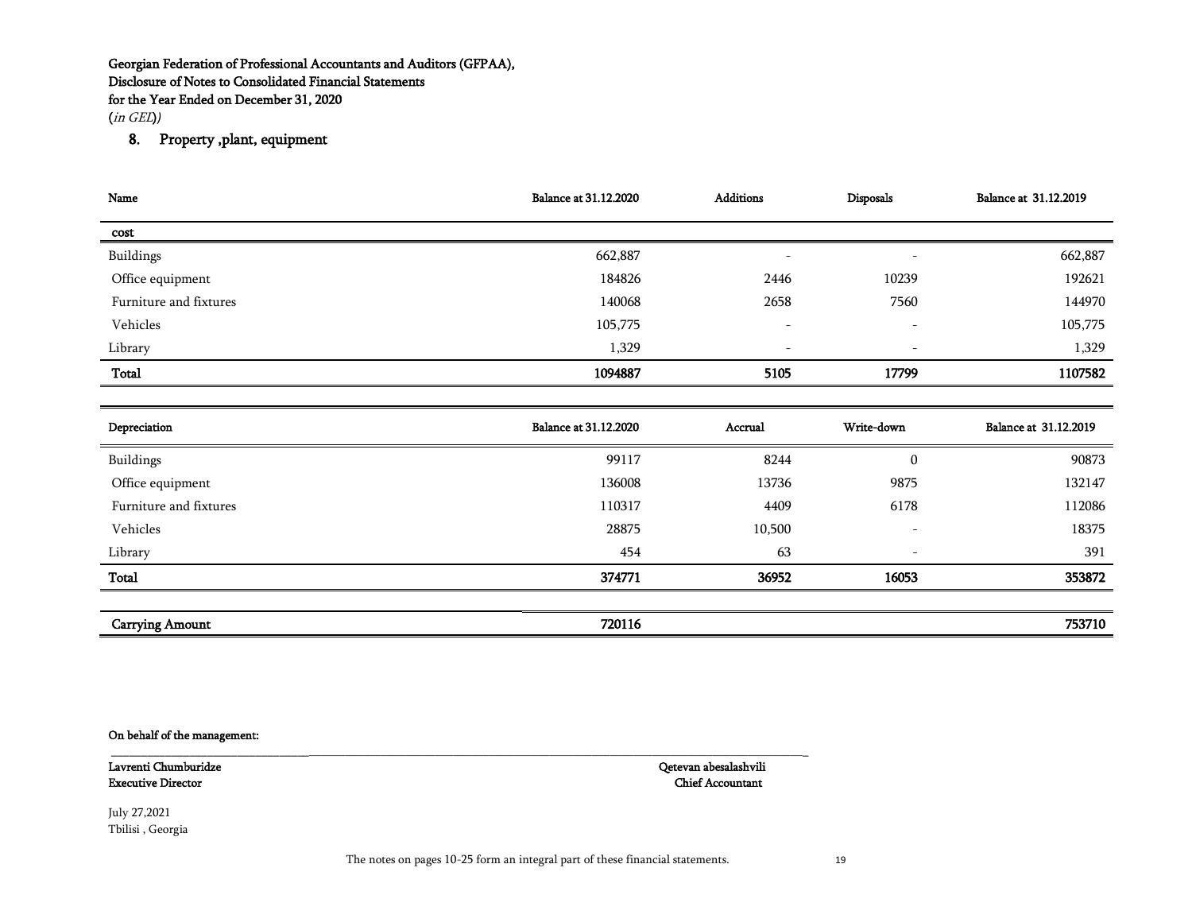Georgian Federation of Professional Accountants and Auditors (GFPAA),
Disclosure of Notes to Consolidated Financial Statements
for the Year Ended on December 31, 2020
(*in GEL*))

## 8. Property ,plant, equipment

| Name | Balance at 31.12.2020 | Additions | Disposals | Balance at 31.12.2019 |
|---|---|---|---|---|
| **cost** | | | | |
| Buildings | 662,887 | - | - | 662,887 |
| Office equipment | 184826 | 2446 | 10239 | 192621 |
| Furniture and fixtures | 140068 | 2658 | 7560 | 144970 |
| Vehicles | 105,775 | - | - | 105,775 |
| Library | 1,329 | - | - | 1,329 |
| **Total** | **1094887** | **5105** | **17799** | **1107582** |

| Depreciation | Balance at 31.12.2020 | Accrual | Write-down | Balance at 31.12.2019 |
|---|---|---|---|---|
| Buildings | 99117 | 8244 | 0 | 90873 |
| Office equipment | 136008 | 13736 | 9875 | 132147 |
| Furniture and fixtures | 110317 | 4409 | 6178 | 112086 |
| Vehicles | 28875 | 10,500 | - | 18375 |
| Library | 454 | 63 | - | 391 |
| **Total** | **374771** | **36952** | **16053** | **353872** |
| **Carrying Amount** | **720116** | | | **753710** |

**On behalf of the management:**

**Lavrenti Chumburidze**
**Executive Director**

**Qetevan abesalashvili**
**Chief Accountant**

July 27,2021
Tbilisi , Georgia

The notes on pages 10-25 form an integral part of these financial statements.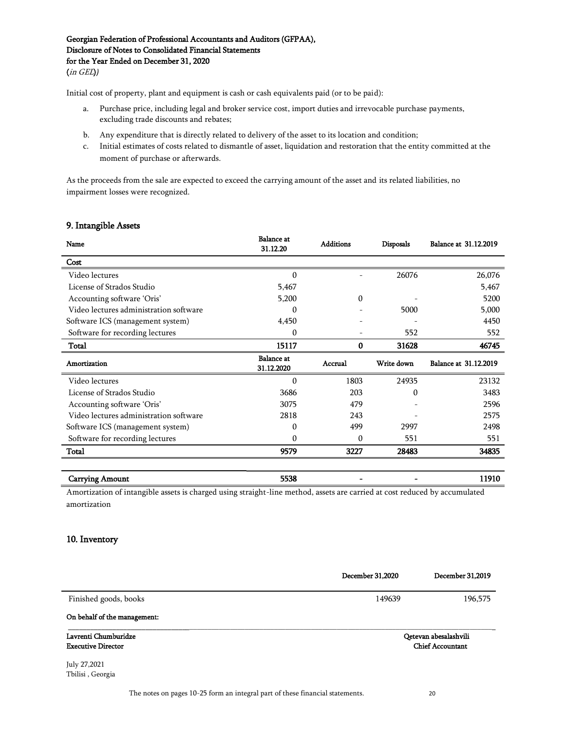Initial cost of property, plant and equipment is cash or cash equivalents paid (or to be paid):

a. Purchase price, including legal and broker service cost, import duties and irrevocable purchase payments, excluding trade discounts and rebates;
b. Any expenditure that is directly related to delivery of the asset to its location and condition;
c. Initial estimates of costs related to dismantle of asset, liquidation and restoration that the entity committed at the moment of purchase or afterwards.

As the proceeds from the sale are expected to exceed the carrying amount of the asset and its related liabilities, no impairment losses were recognized.

## 9. Intangible Assets

| Name | Balance at 31.12.20 | Additions | Disposals | Balance at 31.12.2019 |
|---|---|---|---|---|
| **Cost** | | | | |
| Video lectures | 0 | - | 26076 | 26,076 |
| License of Strados Studio | 5,467 | | | 5,467 |
| Accounting software 'Oris' | 5,200 | 0 | - | 5200 |
| Video lectures administration software | 0 | - | 5000 | 5,000 |
| Software ICS (management system) | 4,450 | - | - | 4450 |
| Software for recording lectures | 0 | - | 552 | 552 |
| **Total** | **15117** | **0** | **31628** | **46745** |
| **Amortization** | **Balance at 31.12.2020** | **Accrual** | **Write down** | **Balance at 31.12.2019** |
| Video lectures | 0 | 1803 | 24935 | 23132 |
| License of Stradios Studio | 3686 | 203 | 0 | 3483 |
| Accounting software 'Oris' | 3075 | 479 | - | 2596 |
| Video lectures administration software | 2818 | 243 | - | 2575 |
| Software ICS (management system) | 0 | 499 | 2997 | 2498 |
| Software for recording lectures | 0 | 0 | 551 | 551 |
| **Total** | **9579** | **3227** | **28483** | **34835** |
| | | | | |
| **Carrying Amount** | **5538** | **-** | **-** | **11910** |

Amortization of intangible assets is charged using straight-line method, assets are carried at cost reduced by accumulated amortization

## 10. Inventory

| | December 31,2020 | December 31,2019 |
|---|---|---|
| Finished goods, books | 149639 | 196,575 |

**On behalf of the management:**

**Lavrenti Chumburidze**
**Executive Director**

**Qetevan abesalashvili**
**Chief Accountant**

July 27,2021
Tbilisi , Georgia

The notes on pages 10-25 form an integral part of these financial statements.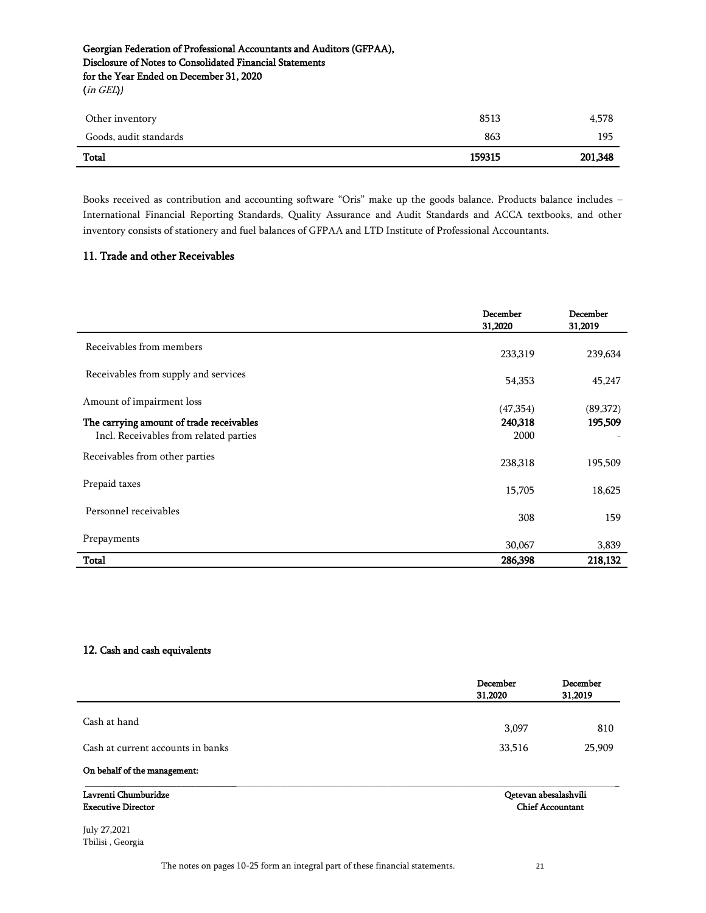| | | |
|---|---|---|
| Other inventory | 8513 | 4,578 |
| Goods, audit standards | 863 | 195 |
| **Total** | **159315** | **201,348** |

Books received as contribution and accounting software "Oris" make up the goods balance. Products balance includes – International Financial Reporting Standards, Quality Assurance and Audit Standards and ACCA textbooks, and other inventory consists of stationery and fuel balances of GFPAA and LTD Institute of Professional Accountants.

## 11. Trade and other Receivables

| | December 31,2020 | December 31,2019 |
|---|---|---|
| Receivables from members | 233,319 | 239,634 |
| Receivables from supply and services | 54,353 | 45,247 |
| Amount of impairment loss | (47,354) | (89,372) |
| **The carrying amount of trade receivables** | **240,318** | **195,509** |
| Incl. Receivables from related parties | 2000 | - |
| Receivables from other parties | 238,318 | 195,509 |
| Prepaid taxes | 15,705 | 18,625 |
| Personnel receivables | 308 | 159 |
| Prepayments | 30,067 | 3,839 |
| **Total** | **286,398** | **218,132** |

## 12. Cash and cash equivalents

| | December 31,2020 | December 31,2019 |
|---|---|---|
| Cash at hand | 3,097 | 810 |
| Cash at current accounts in banks | 33,516 | 25,909 |

**On behalf of the management:**

**Lavrenti Chumburidze**
**Executive Director**

**Qetevan abesalashvili**
**Chief Accountant**

July 27,2021
Tbilisi , Georgia

The notes on pages 10-25 form an integral part of these financial statements.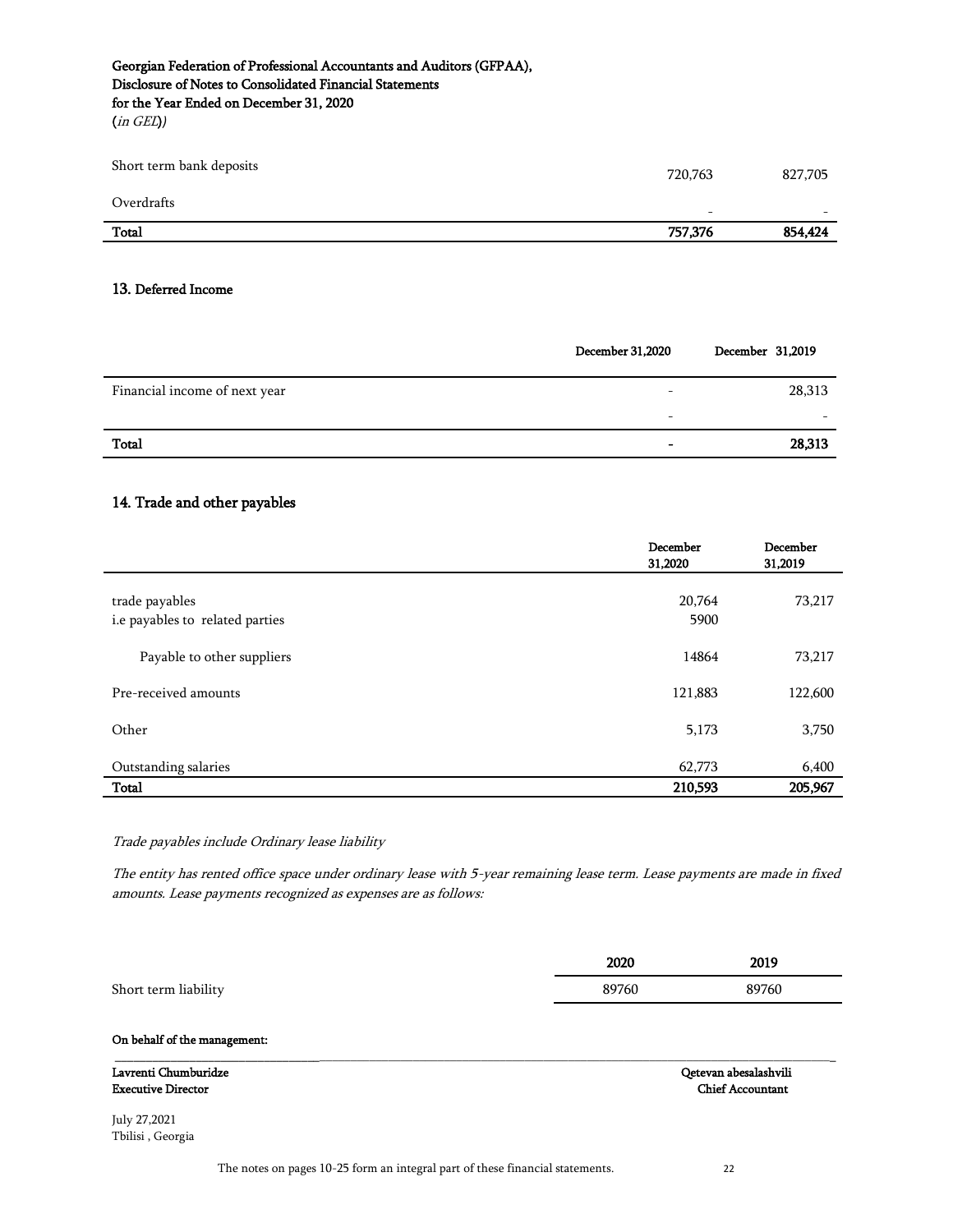| | | |
|---|---|---|
| Short term bank deposits | 720,763 | 827,705 |
| Overdrafts | - | - |
| **Total** | **757,376** | **854,424** |

## 13. Deferred Income

| | December 31,2020 | December 31,2019 |
|---|---|---|
| Financial income of next year | - | 28,313 |
| | - | - |
| **Total** | **-** | **28,313** |

## 14. Trade and other payables

| | December 31,2020 | December 31,2019 |
|---|---|---|
| trade payables | 20,764 | 73,217 |
| i.e payables to related parties | 5900 | |
| Payable to other suppliers | 14864 | 73,217 |
| Pre-received amounts | 121,883 | 122,600 |
| Other | 5,173 | 3,750 |
| Outstanding salaries | 62,773 | 6,400 |
| **Total** | **210,593** | **205,967** |

*Trade payables include Ordinary lease liability*

*The entity has rented office space under ordinary lease with 5-year remaining lease term. Lease payments are made in fixed amounts. Lease payments recognized as expenses are as follows:*

| | 2020 | 2019 |
|---|---|---|
| Short term liability | 89760 | 89760 |

**On behalf of the management:**

**Lavrenti Chumburidze**
**Executive Director**

**Qetevan abesalashvili**
**Chief Accountant**

July 27,2021
Tbilisi , Georgia

The notes on pages 10-25 form an integral part of these financial statements.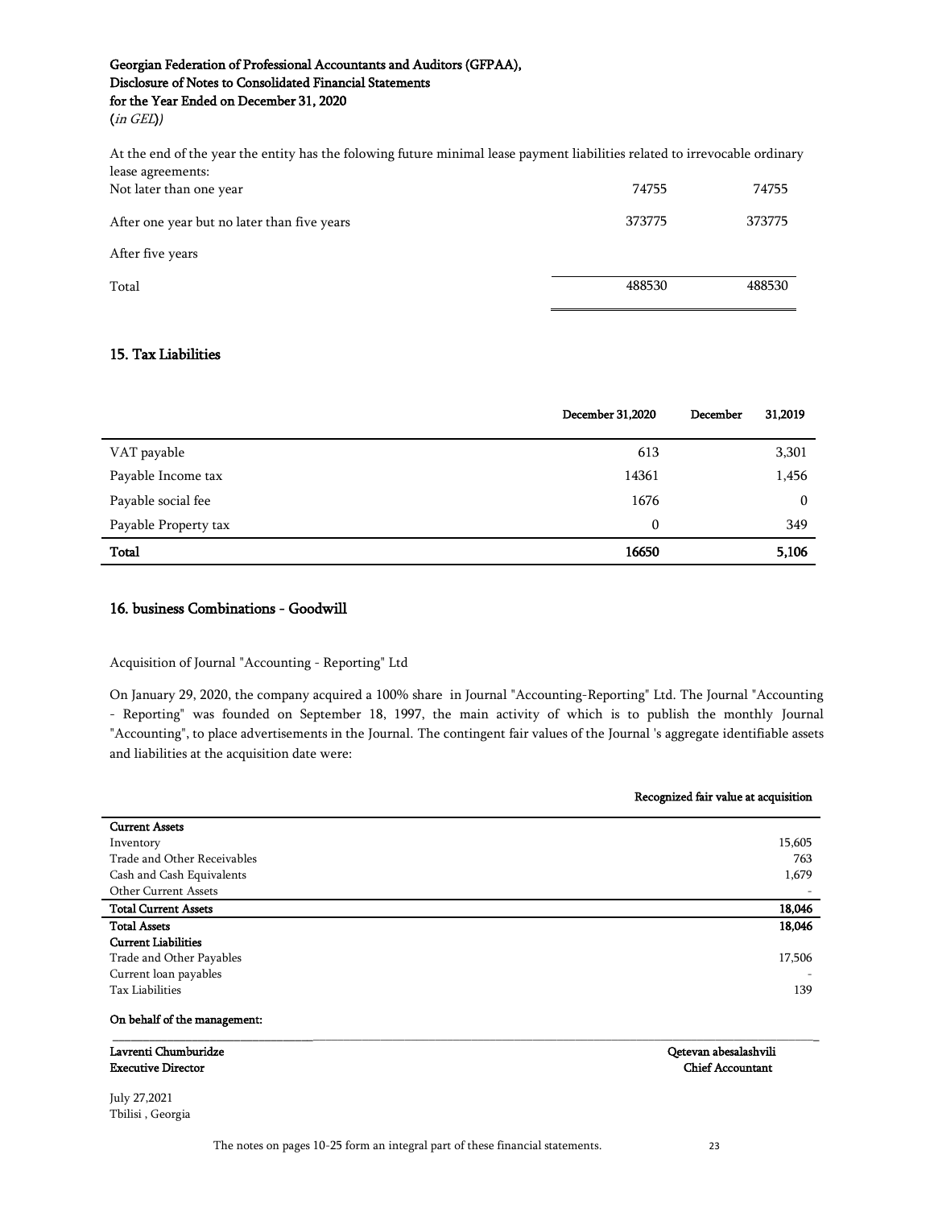At the end of the year the entity has the folowing future minimal lease payment liabilities related to irrevocable ordinary lease agreements:

| | | |
|---|---|---|
| Not later than one year | 74755 | 74755 |
| After one year but no later than five years | 373775 | 373775 |
| After five years | | |
| Total | 488530 | 488530 |

## 15. Tax Liabilities

| | December 31,2020 | December 31,2019 |
|---|---|---|
| VAT payable | 613 | 3,301 |
| Payable Income tax | 14361 | 1,456 |
| Payable social fee | 1676 | 0 |
| Payable Property tax | 0 | 349 |
| **Total** | **16650** | **5,106** |

## 16. business Combinations - Goodwill

Acquisition of Journal "Accounting - Reporting" Ltd

On January 29, 2020, the company acquired a 100% share in Journal "Accounting-Reporting" Ltd. The Journal "Accounting - Reporting" was founded on September 18, 1997, the main activity of which is to publish the monthly Journal "Accounting", to place advertisements in the Journal. The contingent fair values of the Journal 's aggregate identifiable assets and liabilities at the acquisition date were:

| | Recognized fair value at acquisition |
|---|---|
| **Current Assets** | |
| Inventory | 15,605 |
| Trade and Other Receivables | 763 |
| Cash and Cash Equivalents | 1,679 |
| Other Current Assets | - |
| **Total Current Assets** | **18,046** |
| **Total Assets** | **18,046** |
| **Current Liabilities** | |
| Trade and Other Payables | 17,506 |
| Current loan payables | - |
| Tax Liabilities | 139 |

**On behalf of the management:**

**Lavrenti Chumburidze**
**Executive Director**

**Qetevan abesalashvili**
**Chief Accountant**

July 27,2021
Tbilisi , Georgia

The notes on pages 10-25 form an integral part of these financial statements.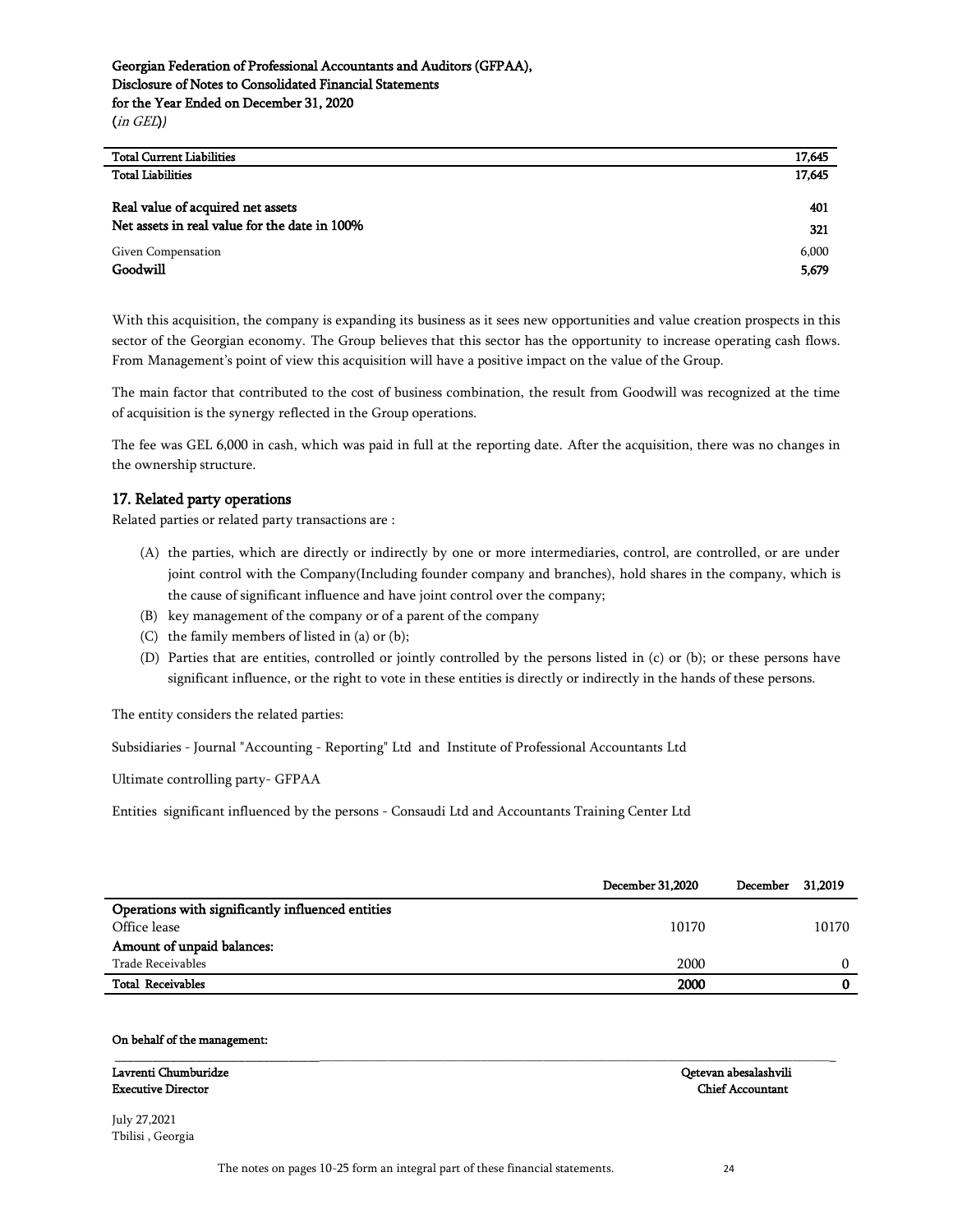| | |
|---|---|
| **Total Current Liabilities** | **17,645** |
| **Total Liabilities** | **17,645** |
| | |
| **Real value of acquired net assets** | **401** |
| **Net assets in real value for the date in 100%** | **321** |
| Given Compensation | 6,000 |
| **Goodwill** | **5,679** |

With this acquisition, the company is expanding its business as it sees new opportunities and value creation prospects in this sector of the Georgian economy. The Group believes that this sector has the opportunity to increase operating cash flows. From Management's point of view this acquisition will have a positive impact on the value of the Group.

The main factor that contributed to the cost of business combination, the result from Goodwill was recognized at the time of acquisition is the synergy reflected in the Group operations.

The fee was GEL 6,000 in cash, which was paid in full at the reporting date. After the acquisition, there was no changes in the ownership structure.

## 17. Related party operations

Related parties or related party transactions are :

(A) the parties, which are directly or indirectly by one or more intermediaries, control, are controlled, or are under joint control with the Company(Including founder company and branches), hold shares in the company, which is the cause of significant influence and have joint control over the company;

(B) key management of the company or of a parent of the company

(C) the family members of listed in (a) or (b);

(D) Parties that are entities, controlled or jointly controlled by the persons listed in (c) or (b); or these persons have significant influence, or the right to vote in these entities is directly or indirectly in the hands of these persons.

The entity considers the related parties:

Subsidiaries - Journal "Accounting - Reporting" Ltd and Institute of Professional Accountants Ltd

Ultimate controlling party- GFPAA

Entities significant influenced by the persons - Consaudi Ltd and Accountants Training Center Ltd

| | December 31,2020 | December 31,2019 |
|---|---|---|
| **Operations with significantly influenced entities** | | |
| Office lease | 10170 | 10170 |
| **Amount of unpaid balances:** | | |
| Trade Receivables | 2000 | 0 |
| **Total Receivables** | **2000** | **0** |

**On behalf of the management:**

**Lavrenti Chumburidze**
**Executive Director**

**Qetevan abesalashvili**
**Chief Accountant**

July 27,2021
Tbilisi , Georgia

The notes on pages 10-25 form an integral part of these financial statements.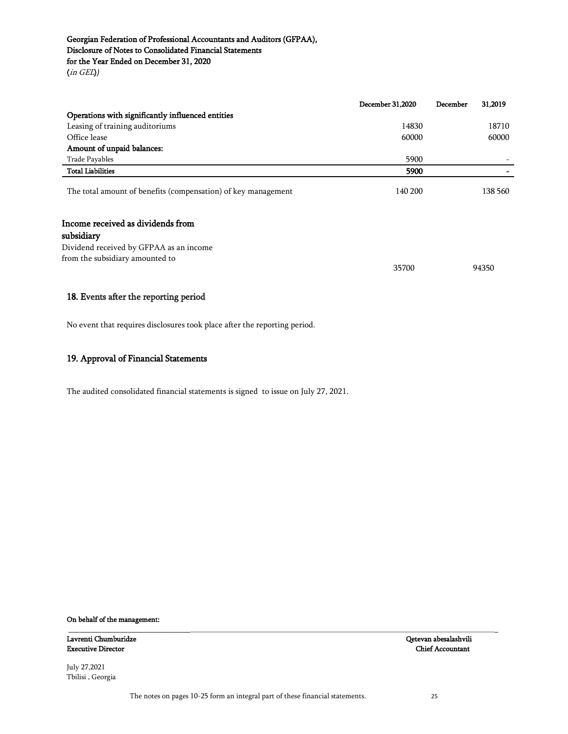Georgian Federation of Professional Accountants and Auditors (GFPAA),
Disclosure of Notes to Consolidated Financial Statements
for the Year Ended on December 31, 2020
(*in GEL*))

| | December 31,2020 | December 31,2019 |
|---|---|---|
| **Operations with significantly influenced entities** | | |
| Leasing of training auditoriums | 14830 | 18710 |
| Office lease | 60000 | 60000 |
| **Amount of unpaid balances:** | | |
| Trade Payables | 5900 | - |
| **Total Liabilities** | **5900** | **-** |
| The total amount of benefits (compensation) of key management | 140 200 | 138 560 |

**Income received as dividends from subsidiary**

| | | |
|---|---|---|
| Dividend received by GFPAA as an income from the subsidiary amounted to | 35700 | 94350 |

## 18. Events after the reporting period

No event that requires disclosures took place after the reporting period.

## 19. Approval of Financial Statements

The audited consolidated financial statements is signed to issue on July 27, 2021.

**On behalf of the management:**

**Lavrenti Chumburidze**
**Executive Director**

**Qetevan abesalashvili**
**Chief Accountant**

July 27,2021
Tbilisi , Georgia

The notes on pages 10-25 form an integral part of these financial statements.